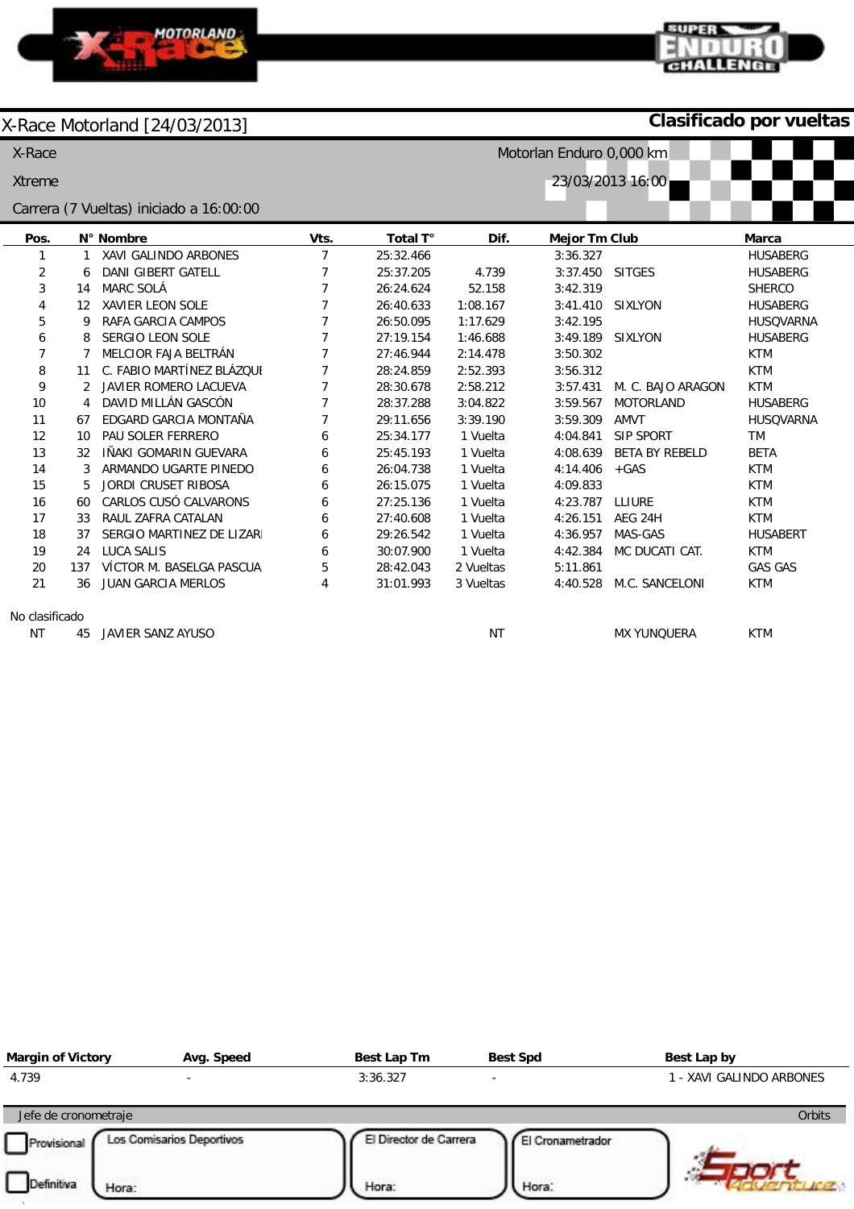# X-Race Motorland [24/03/2013]

**Clasificado por vueltas**

X-Race — Motorlan Enduro 0,000 km

Xtreme — 23/03/2013 16:00

Carrera (7 Vueltas) iniciado a 16:00:00

| Pos. | N° | Nombre | Vts. | Total T° | Dif. | Mejor Tm | Club | Marca |
|---|---|---|---|---|---|---|---|---|
| 1 | 1 | XAVI GALINDO ARBONES | 7 | 25:32.466 | | 3:36.327 | | HUSABERG |
| 2 | 6 | DANI GIBERT GATELL | 7 | 25:37.205 | 4.739 | 3:37.450 | SITGES | HUSABERG |
| 3 | 14 | MARC SOLÁ | 7 | 26:24.624 | 52.158 | 3:42.319 | | SHERCO |
| 4 | 12 | XAVIER LEON SOLE | 7 | 26:40.633 | 1:08.167 | 3:41.410 | SIXLYON | HUSABERG |
| 5 | 9 | RAFA GARCIA CAMPOS | 7 | 26:50.095 | 1:17.629 | 3:42.195 | | HUSQVARNA |
| 6 | 8 | SERGIO LEON SOLE | 7 | 27:19.154 | 1:46.688 | 3:49.189 | SIXLYON | HUSABERG |
| 7 | 7 | MELCIOR FAJA BELTRÁN | 7 | 27:46.944 | 2:14.478 | 3:50.302 | | KTM |
| 8 | 11 | C. FABIO MARTÍNEZ BLÁZQUI | 7 | 28:24.859 | 2:52.393 | 3:56.312 | | KTM |
| 9 | 2 | JAVIER ROMERO LACUEVA | 7 | 28:30.678 | 2:58.212 | 3:57.431 | M. C. BAJO ARAGON | KTM |
| 10 | 4 | DAVID MILLÁN GASCÓN | 7 | 28:37.288 | 3:04.822 | 3:59.567 | MOTORLAND | HUSABERG |
| 11 | 67 | EDGARD GARCIA MONTAÑA | 7 | 29:11.656 | 3:39.190 | 3:59.309 | AMVT | HUSQVARNA |
| 12 | 10 | PAU SOLER FERRERO | 6 | 25:34.177 | 1 Vuelta | 4:04.841 | SIP SPORT | TM |
| 13 | 32 | IÑAKI GOMARIN GUEVARA | 6 | 25:45.193 | 1 Vuelta | 4:08.639 | BETA BY REBELD | BETA |
| 14 | 3 | ARMANDO UGARTE PINEDO | 6 | 26:04.738 | 1 Vuelta | 4:14.406 | +GAS | KTM |
| 15 | 5 | JORDI CRUSET RIBOSA | 6 | 26:15.075 | 1 Vuelta | 4:09.833 | | KTM |
| 16 | 60 | CARLOS CUSÓ CALVARONS | 6 | 27:25.136 | 1 Vuelta | 4:23.787 | LLIURE | KTM |
| 17 | 33 | RAUL ZAFRA CATALAN | 6 | 27:40.608 | 1 Vuelta | 4:26.151 | AEG 24H | KTM |
| 18 | 37 | SERGIO MARTINEZ DE LIZARI | 6 | 29:26.542 | 1 Vuelta | 4:36.957 | MAS-GAS | HUSABERT |
| 19 | 24 | LUCA SALIS | 6 | 30:07.900 | 1 Vuelta | 4:42.384 | MC DUCATI CAT. | KTM |
| 20 | 137 | VÍCTOR M. BASELGA PASCUA | 5 | 28:42.043 | 2 Vueltas | 5:11.861 | | GAS GAS |
| 21 | 36 | JUAN GARCIA MERLOS | 4 | 31:01.993 | 3 Vueltas | 4:40.528 | M.C. SANCELONI | KTM |

No clasificado

| Pos. | N° | Nombre | Vts. | Total T° | Dif. | Mejor Tm | Club | Marca |
|---|---|---|---|---|---|---|---|---|
| NT | 45 | JAVIER SANZ AYUSO | | | NT | | MX YUNQUERA | KTM |

| Margin of Victory | Avg. Speed | Best Lap Tm | Best Spd | Best Lap by |
|---|---|---|---|---|
| 4.739 | - | 3:36.327 | - | 1 - XAVI GALINDO ARBONES |

Jefe de cronometraje — Orbits

☐ Provisional ☐ Definitiva

Los Comisarios Deportivos — Hora:

El Director de Carrera — Hora:

El Cronometrador — Hora: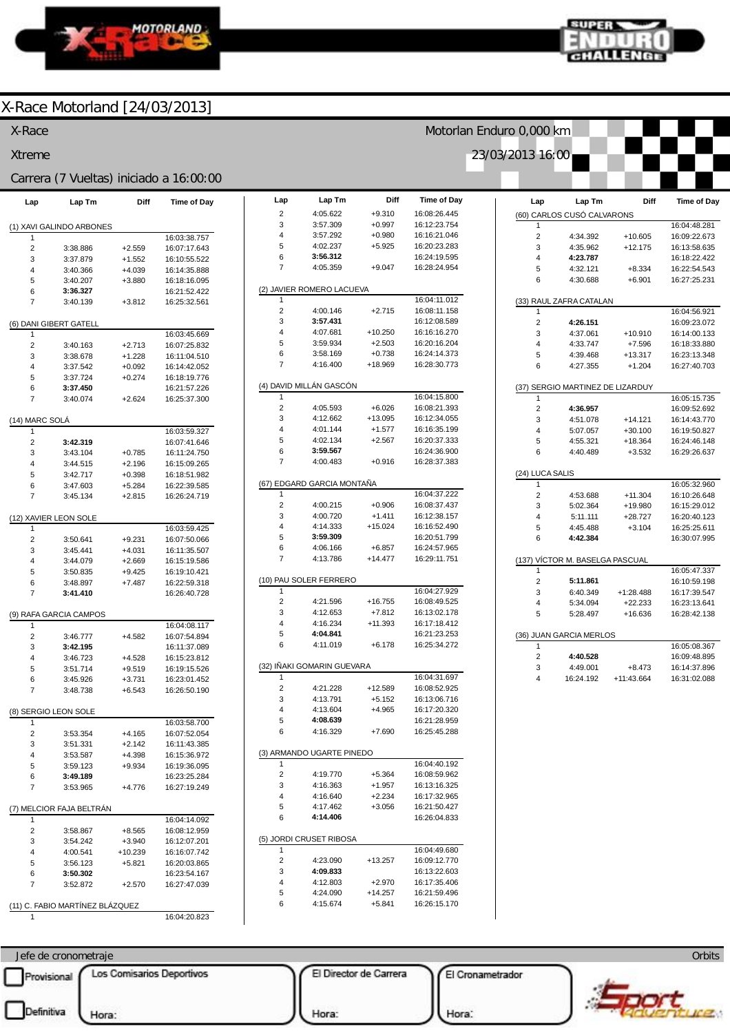# X-Race Motorland [24/03/2013]

X-Race — Motorlan Enduro 0,000 km

Xtreme — 23/03/2013 16:00

Carrera (7 Vueltas) iniciado a 16:00:00

### (1) XAVI GALINDO ARBONES

| Lap | Lap Tm | Diff | Time of Day |
|---|---|---|---|
| 1 | | | 16:03:38.757 |
| 2 | 3:38.886 | +2.559 | 16:07:17.643 |
| 3 | 3:37.879 | +1.552 | 16:10:55.522 |
| 4 | 3:40.366 | +4.039 | 16:14:35.888 |
| 5 | 3:40.207 | +3.880 | 16:18:16.095 |
| 6 | **3:36.327** | | 16:21:52.422 |
| 7 | 3:40.139 | +3.812 | 16:25:32.561 |

### (6) DANI GIBERT GATELL

| Lap | Lap Tm | Diff | Time of Day |
|---|---|---|---|
| 1 | | | 16:03:45.669 |
| 2 | 3:40.163 | +2.713 | 16:07:25.832 |
| 3 | 3:38.678 | +1.228 | 16:11:04.510 |
| 4 | 3:37.542 | +0.092 | 16:14:42.052 |
| 5 | 3:37.724 | +0.274 | 16:18:19.776 |
| 6 | **3:37.450** | | 16:21:57.226 |
| 7 | 3:40.074 | +2.624 | 16:25:37.300 |

### (14) MARC SOLÁ

| Lap | Lap Tm | Diff | Time of Day |
|---|---|---|---|
| 1 | | | 16:03:59.327 |
| 2 | **3:42.319** | | 16:07:41.646 |
| 3 | 3:43.104 | +0.785 | 16:11:24.750 |
| 4 | 3:44.515 | +2.196 | 16:15:09.265 |
| 5 | 3:42.717 | +0.398 | 16:18:51.982 |
| 6 | 3:47.603 | +5.284 | 16:22:39.585 |
| 7 | 3:45.134 | +2.815 | 16:26:24.719 |

### (12) XAVIER LEON SOLE

| Lap | Lap Tm | Diff | Time of Day |
|---|---|---|---|
| 1 | | | 16:03:59.425 |
| 2 | 3:50.641 | +9.231 | 16:07:50.066 |
| 3 | 3:45.441 | +4.031 | 16:11:35.507 |
| 4 | 3:44.079 | +2.669 | 16:15:19.586 |
| 5 | 3:50.835 | +9.425 | 16:19:10.421 |
| 6 | 3:48.897 | +7.487 | 16:22:59.318 |
| 7 | **3:41.410** | | 16:26:40.728 |

### (9) RAFA GARCIA CAMPOS

| Lap | Lap Tm | Diff | Time of Day |
|---|---|---|---|
| 1 | | | 16:04:08.117 |
| 2 | 3:46.777 | +4.582 | 16:07:54.894 |
| 3 | **3:42.195** | | 16:11:37.089 |
| 4 | 3:46.723 | +4.528 | 16:15:23.812 |
| 5 | 3:51.714 | +9.519 | 16:19:15.526 |
| 6 | 3:45.926 | +3.731 | 16:23:01.452 |
| 7 | 3:48.738 | +6.543 | 16:26:50.190 |

### (8) SERGIO LEON SOLE

| Lap | Lap Tm | Diff | Time of Day |
|---|---|---|---|
| 1 | | | 16:03:58.700 |
| 2 | 3:53.354 | +4.165 | 16:07:52.054 |
| 3 | 3:51.331 | +2.142 | 16:11:43.385 |
| 4 | 3:53.587 | +4.398 | 16:15:36.972 |
| 5 | 3:59.123 | +9.934 | 16:19:36.095 |
| 6 | **3:49.189** | | 16:23:25.284 |
| 7 | 3:53.965 | +4.776 | 16:27:19.249 |

### (7) MELCIOR FAJA BELTRÁN

| Lap | Lap Tm | Diff | Time of Day |
|---|---|---|---|
| 1 | | | 16:04:14.092 |
| 2 | 3:58.867 | +8.565 | 16:08:12.959 |
| 3 | 3:54.242 | +3.940 | 16:12:07.201 |
| 4 | 4:00.541 | +10.239 | 16:16:07.742 |
| 5 | 3:56.123 | +5.821 | 16:20:03.865 |
| 6 | **3:50.302** | | 16:23:54.167 |
| 7 | 3:52.872 | +2.570 | 16:27:47.039 |

### (11) C. FABIO MARTÍNEZ BLÁZQUEZ

| Lap | Lap Tm | Diff | Time of Day |
|---|---|---|---|
| 1 | | | 16:04:20.823 |
| 2 | 4:05.622 | +9.310 | 16:08:26.445 |
| 3 | 3:57.309 | +0.997 | 16:12:23.754 |
| 4 | 3:57.292 | +0.980 | 16:16:21.046 |
| 5 | 4:02.237 | +5.925 | 16:20:23.283 |
| 6 | **3:56.312** | | 16:24:19.595 |
| 7 | 4:05.359 | +9.047 | 16:28:24.954 |

### (2) JAVIER ROMERO LACUEVA

| Lap | Lap Tm | Diff | Time of Day |
|---|---|---|---|
| 1 | | | 16:04:11.012 |
| 2 | 4:00.146 | +2.715 | 16:08:11.158 |
| 3 | **3:57.431** | | 16:12:08.589 |
| 4 | 4:07.681 | +10.250 | 16:16:16.270 |
| 5 | 3:59.934 | +2.503 | 16:20:16.204 |
| 6 | 3:58.169 | +0.738 | 16:24:14.373 |
| 7 | 4:16.400 | +18.969 | 16:28:30.773 |

### (4) DAVID MILLÁN GASCÓN

| Lap | Lap Tm | Diff | Time of Day |
|---|---|---|---|
| 1 | | | 16:04:15.800 |
| 2 | 4:05.593 | +6.026 | 16:08:21.393 |
| 3 | 4:12.662 | +13.095 | 16:12:34.055 |
| 4 | 4:01.144 | +1.577 | 16:16:35.199 |
| 5 | 4:02.134 | +2.567 | 16:20:37.333 |
| 6 | **3:59.567** | | 16:24:36.900 |
| 7 | 4:00.483 | +0.916 | 16:28:37.383 |

### (67) EDGARD GARCIA MONTAÑA

| Lap | Lap Tm | Diff | Time of Day |
|---|---|---|---|
| 1 | | | 16:04:37.222 |
| 2 | 4:00.215 | +0.906 | 16:08:37.437 |
| 3 | 4:00.720 | +1.411 | 16:12:38.157 |
| 4 | 4:14.333 | +15.024 | 16:16:52.490 |
| 5 | **3:59.309** | | 16:20:51.799 |
| 6 | 4:06.166 | +6.857 | 16:24:57.965 |
| 7 | 4:13.786 | +14.477 | 16:29:11.751 |

### (10) PAU SOLER FERRERO

| Lap | Lap Tm | Diff | Time of Day |
|---|---|---|---|
| 1 | | | 16:04:27.929 |
| 2 | 4:21.596 | +16.755 | 16:08:49.525 |
| 3 | 4:12.653 | +7.812 | 16:13:02.178 |
| 4 | 4:16.234 | +11.393 | 16:17:18.412 |
| 5 | **4:04.841** | | 16:21:23.253 |
| 6 | 4:11.019 | +6.178 | 16:25:34.272 |

### (32) IÑAKI GOMARIN GUEVARA

| Lap | Lap Tm | Diff | Time of Day |
|---|---|---|---|
| 1 | | | 16:04:31.697 |
| 2 | 4:21.228 | +12.589 | 16:08:52.925 |
| 3 | 4:13.791 | +5.152 | 16:13:06.716 |
| 4 | 4:13.604 | +4.965 | 16:17:20.320 |
| 5 | **4:08.639** | | 16:21:28.959 |
| 6 | 4:16.329 | +7.690 | 16:25:45.288 |

### (3) ARMANDO UGARTE PINEDO

| Lap | Lap Tm | Diff | Time of Day |
|---|---|---|---|
| 1 | | | 16:04:40.192 |
| 2 | 4:19.770 | +5.364 | 16:08:59.962 |
| 3 | 4:16.363 | +1.957 | 16:13:16.325 |
| 4 | 4:16.640 | +2.234 | 16:17:32.965 |
| 5 | 4:17.462 | +3.056 | 16:21:50.427 |
| 6 | **4:14.406** | | 16:26:04.833 |

### (5) JORDI CRUSET RIBOSA

| Lap | Lap Tm | Diff | Time of Day |
|---|---|---|---|
| 1 | | | 16:04:49.680 |
| 2 | 4:23.090 | +13.257 | 16:09:12.770 |
| 3 | **4:09.833** | | 16:13:22.603 |
| 4 | 4:12.803 | +2.970 | 16:17:35.406 |
| 5 | 4:24.090 | +14.257 | 16:21:59.496 |
| 6 | 4:15.674 | +5.841 | 16:26:15.170 |

### (60) CARLOS CUSÓ CALVARONS

| Lap | Lap Tm | Diff | Time of Day |
|---|---|---|---|
| 1 | | | 16:04:48.281 |
| 2 | 4:34.392 | +10.605 | 16:09:22.673 |
| 3 | 4:35.962 | +12.175 | 16:13:58.635 |
| 4 | **4:23.787** | | 16:18:22.422 |
| 5 | 4:32.121 | +8.334 | 16:22:54.543 |
| 6 | 4:30.688 | +6.901 | 16:27:25.231 |

### (33) RAUL ZAFRA CATALAN

| Lap | Lap Tm | Diff | Time of Day |
|---|---|---|---|
| 1 | | | 16:04:56.921 |
| 2 | **4:26.151** | | 16:09:23.072 |
| 3 | 4:37.061 | +10.910 | 16:14:00.133 |
| 4 | 4:33.747 | +7.596 | 16:18:33.880 |
| 5 | 4:39.468 | +13.317 | 16:23:13.348 |
| 6 | 4:27.355 | +1.204 | 16:27:40.703 |

### (37) SERGIO MARTINEZ DE LIZARDUY

| Lap | Lap Tm | Diff | Time of Day |
|---|---|---|---|
| 1 | | | 16:05:15.735 |
| 2 | **4:36.957** | | 16:09:52.692 |
| 3 | 4:51.078 | +14.121 | 16:14:43.770 |
| 4 | 5:07.057 | +30.100 | 16:19:50.827 |
| 5 | 4:55.321 | +18.364 | 16:24:46.148 |
| 6 | 4:40.489 | +3.532 | 16:29:26.637 |

### (24) LUCA SALIS

| Lap | Lap Tm | Diff | Time of Day |
|---|---|---|---|
| 1 | | | 16:05:32.960 |
| 2 | 4:53.688 | +11.304 | 16:10:26.648 |
| 3 | 5:02.364 | +19.980 | 16:15:29.012 |
| 4 | 5:11.111 | +28.727 | 16:20:40.123 |
| 5 | 4:45.488 | +3.104 | 16:25:25.611 |
| 6 | **4:42.384** | | 16:30:07.995 |

### (137) VÍCTOR M. BASELGA PASCUAL

| Lap | Lap Tm | Diff | Time of Day |
|---|---|---|---|
| 1 | | | 16:05:47.337 |
| 2 | **5:11.861** | | 16:10:59.198 |
| 3 | 6:40.349 | +1:28.488 | 16:17:39.547 |
| 4 | 5:34.094 | +22.233 | 16:23:13.641 |
| 5 | 5:28.497 | +16.636 | 16:28:42.138 |

### (36) JUAN GARCIA MERLOS

| Lap | Lap Tm | Diff | Time of Day |
|---|---|---|---|
| 1 | | | 16:05:08.367 |
| 2 | **4:40.528** | | 16:09:48.895 |
| 3 | 4:49.001 | +8.473 | 16:14:37.896 |
| 4 | 16:24.192 | +11:43.664 | 16:31:02.088 |

Jefe de cronometraje — Orbits

Provisional — Los Comisarios Deportivos — El Director de Carrera — El Cronometrador

Definitiva — Hora: — Hora: — Hora: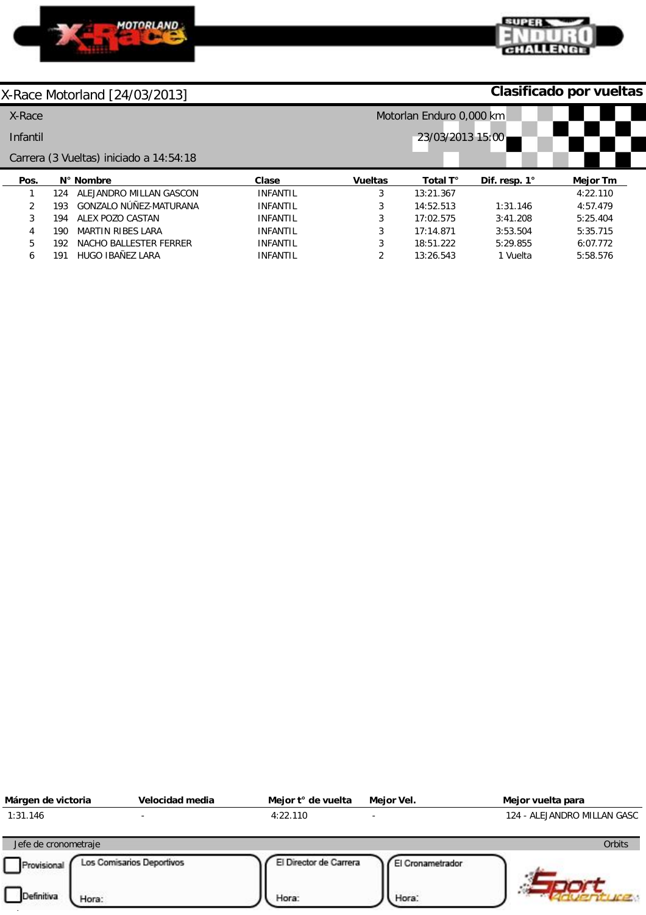# X-Race Motorland [24/03/2013]

**Clasificado por vueltas**

X-Race — Motorlan Enduro 0,000 km

Infantil — 23/03/2013 15:00

Carrera (3 Vueltas) iniciado a 14:54:18

| Pos. | N° | Nombre | Clase | Vueltas | Total T° | Dif. resp. 1° | Mejor Tm |
|---|---|---|---|---|---|---|---|
| 1 | 124 | ALEJANDRO MILLAN GASCON | INFANTIL | 3 | 13:21.367 | | 4:22.110 |
| 2 | 193 | GONZALO NÚÑEZ-MATURANA | INFANTIL | 3 | 14:52.513 | 1:31.146 | 4:57.479 |
| 3 | 194 | ALEX POZO CASTAN | INFANTIL | 3 | 17:02.575 | 3:41.208 | 5:25.404 |
| 4 | 190 | MARTIN RIBES LARA | INFANTIL | 3 | 17:14.871 | 3:53.504 | 5:35.715 |
| 5 | 192 | NACHO BALLESTER FERRER | INFANTIL | 3 | 18:51.222 | 5:29.855 | 6:07.772 |
| 6 | 191 | HUGO IBAÑEZ LARA | INFANTIL | 2 | 13:26.543 | 1 Vuelta | 5:58.576 |

| Márgen de victoria | Velocidad media | Mejor t° de vuelta | Mejor Vel. | Mejor vuelta para |
|---|---|---|---|---|
| 1:31.146 | - | 4:22.110 | - | 124 - ALEJANDRO MILLAN GASC |

Jefe de cronometraje — Orbits

Provisional

Definitiva

Los Comisarios Deportivos — Hora:

El Director de Carrera — Hora:

El Cronometrador — Hora: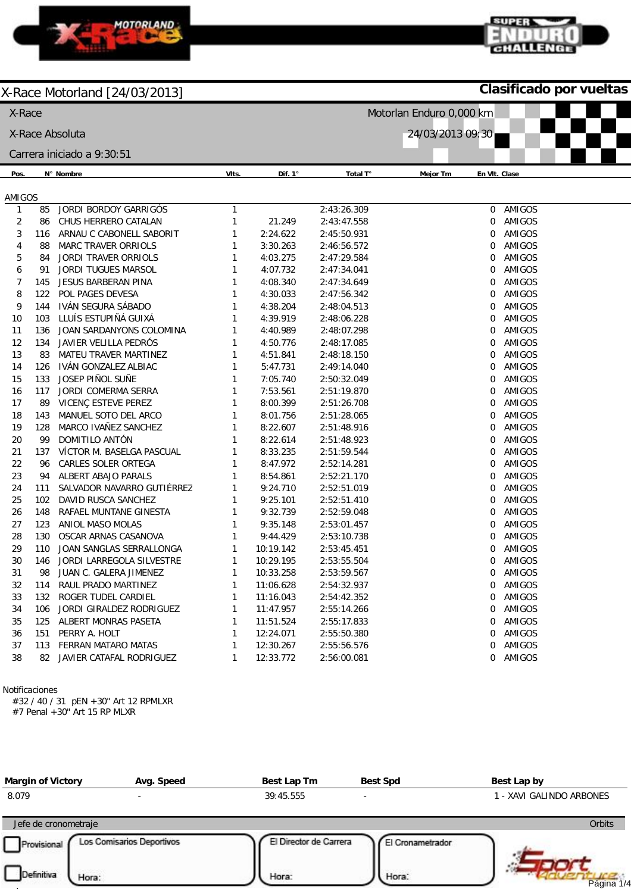# X-Race Motorland [24/03/2013]

**Clasificado por vueltas**

X-Race — Motorlan Enduro 0,000 km

X-Race Absoluta — 24/03/2013 09:30

Carrera iniciado a 9:30:51

## AMIGOS

| Pos. | N° | Nombre | Vlts. | Dif. 1° | Total T° | Mejor Tm | En Vlt. | Clase |
|---|---|---|---|---|---|---|---|---|
| 1 | 85 | JORDI BORDOY GARRIGÓS | 1 | | 2:43:26.309 | | 0 | AMIGOS |
| 2 | 86 | CHUS HERRERO CATALAN | 1 | 21.249 | 2:43:47.558 | | 0 | AMIGOS |
| 3 | 116 | ARNAU C CABONELL SABORIT | 1 | 2:24.622 | 2:45:50.931 | | 0 | AMIGOS |
| 4 | 88 | MARC TRAVER ORRIOLS | 1 | 3:30.263 | 2:46:56.572 | | 0 | AMIGOS |
| 5 | 84 | JORDI TRAVER ORRIOLS | 1 | 4:03.275 | 2:47:29.584 | | 0 | AMIGOS |
| 6 | 91 | JORDI TUGUES MARSOL | 1 | 4:07.732 | 2:47:34.041 | | 0 | AMIGOS |
| 7 | 145 | JESUS BARBERAN PINA | 1 | 4:08.340 | 2:47:34.649 | | 0 | AMIGOS |
| 8 | 122 | POL PAGES DEVESA | 1 | 4:30.033 | 2:47:56.342 | | 0 | AMIGOS |
| 9 | 144 | IVÁN SEGURA SÁBADO | 1 | 4:38.204 | 2:48:04.513 | | 0 | AMIGOS |
| 10 | 103 | LLUÍS ESTUPIÑÁ GUIXÁ | 1 | 4:39.919 | 2:48:06.228 | | 0 | AMIGOS |
| 11 | 136 | JOAN SARDANYONS COLOMINA | 1 | 4:40.989 | 2:48:07.298 | | 0 | AMIGOS |
| 12 | 134 | JAVIER VELILLA PEDRÓS | 1 | 4:50.776 | 2:48:17.085 | | 0 | AMIGOS |
| 13 | 83 | MATEU TRAVER MARTINEZ | 1 | 4:51.841 | 2:48:18.150 | | 0 | AMIGOS |
| 14 | 126 | IVÁN GONZALEZ ALBIAC | 1 | 5:47.731 | 2:49:14.040 | | 0 | AMIGOS |
| 15 | 133 | JOSEP PIÑOL SUÑE | 1 | 7:05.740 | 2:50:32.049 | | 0 | AMIGOS |
| 16 | 117 | JORDI COMERMA SERRA | 1 | 7:53.561 | 2:51:19.870 | | 0 | AMIGOS |
| 17 | 89 | VICENÇ ESTEVE PEREZ | 1 | 8:00.399 | 2:51:26.708 | | 0 | AMIGOS |
| 18 | 143 | MANUEL SOTO DEL ARCO | 1 | 8:01.756 | 2:51:28.065 | | 0 | AMIGOS |
| 19 | 128 | MARCO IVAÑEZ SANCHEZ | 1 | 8:22.607 | 2:51:48.916 | | 0 | AMIGOS |
| 20 | 99 | DOMITILO ANTÓN | 1 | 8:22.614 | 2:51:48.923 | | 0 | AMIGOS |
| 21 | 137 | VÍCTOR M. BASELGA PASCUAL | 1 | 8:33.235 | 2:51:59.544 | | 0 | AMIGOS |
| 22 | 96 | CARLES SOLER ORTEGA | 1 | 8:47.972 | 2:52:14.281 | | 0 | AMIGOS |
| 23 | 94 | ALBERT ABAJO PARALS | 1 | 8:54.861 | 2:52:21.170 | | 0 | AMIGOS |
| 24 | 111 | SALVADOR NAVARRO GUTIÉRREZ | 1 | 9:24.710 | 2:52:51.019 | | 0 | AMIGOS |
| 25 | 102 | DAVID RUSCA SANCHEZ | 1 | 9:25.101 | 2:52:51.410 | | 0 | AMIGOS |
| 26 | 148 | RAFAEL MUNTANE GINESTA | 1 | 9:32.739 | 2:52:59.048 | | 0 | AMIGOS |
| 27 | 123 | ANIOL MASO MOLAS | 1 | 9:35.148 | 2:53:01.457 | | 0 | AMIGOS |
| 28 | 130 | OSCAR ARNAS CASANOVA | 1 | 9:44.429 | 2:53:10.738 | | 0 | AMIGOS |
| 29 | 110 | JOAN SANGLAS SERRALLONGA | 1 | 10:19.142 | 2:53:45.451 | | 0 | AMIGOS |
| 30 | 146 | JORDI LARREGOLA SILVESTRE | 1 | 10:29.195 | 2:53:55.504 | | 0 | AMIGOS |
| 31 | 98 | JUAN C. GALERA JIMENEZ | 1 | 10:33.258 | 2:53:59.567 | | 0 | AMIGOS |
| 32 | 114 | RAUL PRADO MARTINEZ | 1 | 11:06.628 | 2:54:32.937 | | 0 | AMIGOS |
| 33 | 132 | ROGER TUDEL CARDIEL | 1 | 11:16.043 | 2:54:42.352 | | 0 | AMIGOS |
| 34 | 106 | JORDI GIRALDEZ RODRIGUEZ | 1 | 11:47.957 | 2:55:14.266 | | 0 | AMIGOS |
| 35 | 125 | ALBERT MONRAS PASETA | 1 | 11:51.524 | 2:55:17.833 | | 0 | AMIGOS |
| 36 | 151 | PERRY A. HOLT | 1 | 12:24.071 | 2:55:50.380 | | 0 | AMIGOS |
| 37 | 113 | FERRAN MATARO MATAS | 1 | 12:30.267 | 2:55:56.576 | | 0 | AMIGOS |
| 38 | 82 | JAVIER CATAFAL RODRIGUEZ | 1 | 12:33.772 | 2:56:00.081 | | 0 | AMIGOS |

Notificaciones

#32 / 40 / 31 pEN +30" Art 12 RPMLXR

#7 Penal +30" Art 15 RP MLXR

| Margin of Victory | Avg. Speed | Best Lap Tm | Best Spd | Best Lap by |
|---|---|---|---|---|
| 8.079 | - | 39:45.555 | - | 1 - XAVI GALINDO ARBONES |

Jefe de cronometraje — Orbits

Provisional

Definitiva

Los Comisarios Deportivos — Hora:

El Director de Carrera — Hora:

El Cronometrador — Hora: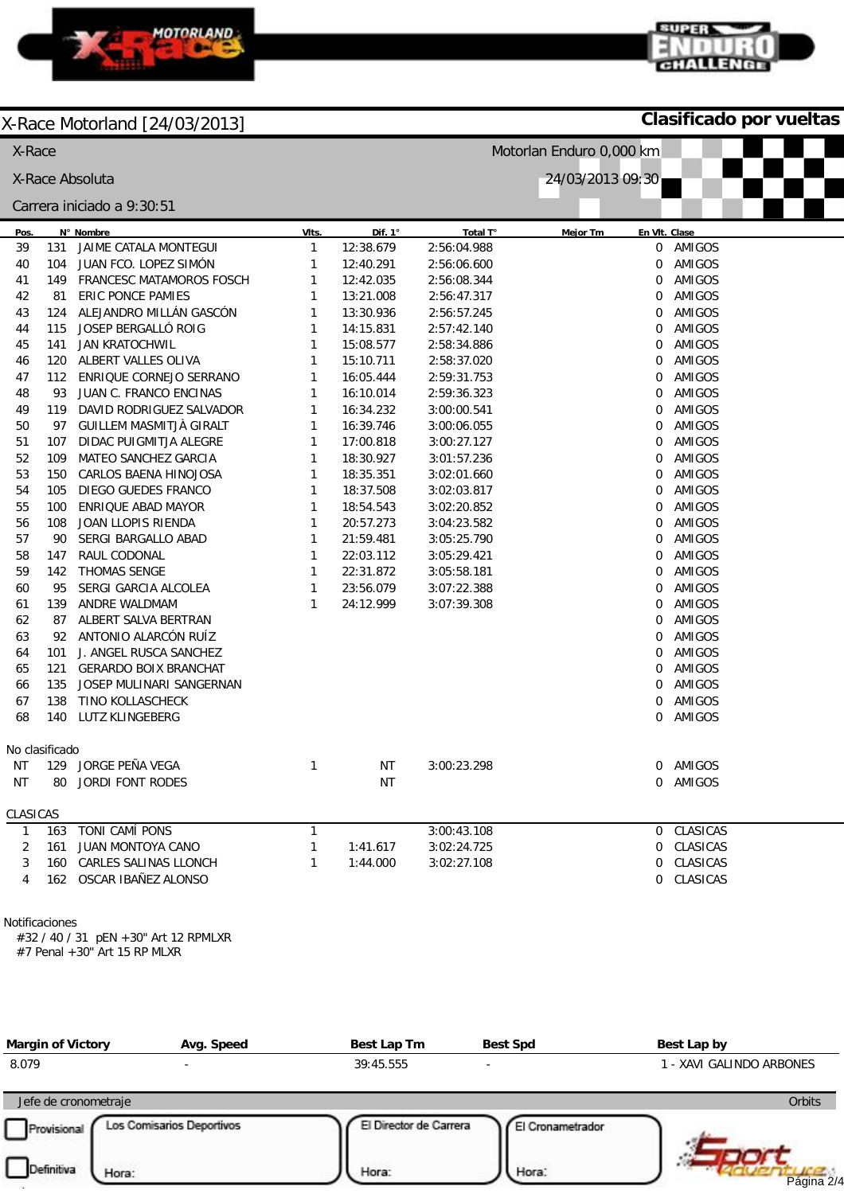# X-Race Motorland [24/03/2013]

**Clasificado por vueltas**

X-Race

X-Race Absoluta

Carrera iniciado a 9:30:51

Motorlan Enduro 0,000 km

24/03/2013 09:30

| Pos. | N° | Nombre | Vlts. | Dif. 1° | Total T° | Mejor Tm | En Vlt. | Clase |
|---|---|---|---|---|---|---|---|---|
| 39 | 131 | JAIME CATALA MONTEGUI | 1 | 12:38.679 | 2:56:04.988 | | 0 | AMIGOS |
| 40 | 104 | JUAN FCO. LOPEZ SIMÓN | 1 | 12:40.291 | 2:56:06.600 | | 0 | AMIGOS |
| 41 | 149 | FRANCESC MATAMOROS FOSCH | 1 | 12:42.035 | 2:56:08.344 | | 0 | AMIGOS |
| 42 | 81 | ERIC PONCE PAMIES | 1 | 13:21.008 | 2:56:47.317 | | 0 | AMIGOS |
| 43 | 124 | ALEJANDRO MILLÁN GASCÓN | 1 | 13:30.936 | 2:56:57.245 | | 0 | AMIGOS |
| 44 | 115 | JOSEP BERGALLÓ ROIG | 1 | 14:15.831 | 2:57:42.140 | | 0 | AMIGOS |
| 45 | 141 | JAN KRATOCHWIL | 1 | 15:08.577 | 2:58:34.886 | | 0 | AMIGOS |
| 46 | 120 | ALBERT VALLES OLIVA | 1 | 15:10.711 | 2:58:37.020 | | 0 | AMIGOS |
| 47 | 112 | ENRIQUE CORNEJO SERRANO | 1 | 16:05.444 | 2:59:31.753 | | 0 | AMIGOS |
| 48 | 93 | JUAN C. FRANCO ENCINAS | 1 | 16:10.014 | 2:59:36.323 | | 0 | AMIGOS |
| 49 | 119 | DAVID RODRIGUEZ SALVADOR | 1 | 16:34.232 | 3:00:00.541 | | 0 | AMIGOS |
| 50 | 97 | GUILLEM MASMITJÀ GIRALT | 1 | 16:39.746 | 3:00:06.055 | | 0 | AMIGOS |
| 51 | 107 | DIDAC PUIGMITJA ALEGRE | 1 | 17:00.818 | 3:00:27.127 | | 0 | AMIGOS |
| 52 | 109 | MATEO SANCHEZ GARCIA | 1 | 18:30.927 | 3:01:57.236 | | 0 | AMIGOS |
| 53 | 150 | CARLOS BAENA HINOJOSA | 1 | 18:35.351 | 3:02:01.660 | | 0 | AMIGOS |
| 54 | 105 | DIEGO GUEDES FRANCO | 1 | 18:37.508 | 3:02:03.817 | | 0 | AMIGOS |
| 55 | 100 | ENRIQUE ABAD MAYOR | 1 | 18:54.543 | 3:02:20.852 | | 0 | AMIGOS |
| 56 | 108 | JOAN LLOPIS RIENDA | 1 | 20:57.273 | 3:04:23.582 | | 0 | AMIGOS |
| 57 | 90 | SERGI BARGALLO ABAD | 1 | 21:59.481 | 3:05:25.790 | | 0 | AMIGOS |
| 58 | 147 | RAUL CODONAL | 1 | 22:03.112 | 3:05:29.421 | | 0 | AMIGOS |
| 59 | 142 | THOMAS SENGE | 1 | 22:31.872 | 3:05:58.181 | | 0 | AMIGOS |
| 60 | 95 | SERGI GARCIA ALCOLEA | 1 | 23:56.079 | 3:07:22.388 | | 0 | AMIGOS |
| 61 | 139 | ANDRE WALDMAM | 1 | 24:12.999 | 3:07:39.308 | | 0 | AMIGOS |
| 62 | 87 | ALBERT SALVA BERTRAN | | | | | 0 | AMIGOS |
| 63 | 92 | ANTONIO ALARCÓN RUÍZ | | | | | 0 | AMIGOS |
| 64 | 101 | J. ANGEL RUSCA SANCHEZ | | | | | 0 | AMIGOS |
| 65 | 121 | GERARDO BOIX BRANCHAT | | | | | 0 | AMIGOS |
| 66 | 135 | JOSEP MULINARI SANGERNAN | | | | | 0 | AMIGOS |
| 67 | 138 | TINO KOLLASCHECK | | | | | 0 | AMIGOS |
| 68 | 140 | LUTZ KLINGEBERG | | | | | 0 | AMIGOS |

No clasificado

| Pos. | N° | Nombre | Vlts. | Dif. 1° | Total T° | Mejor Tm | En Vlt. | Clase |
|---|---|---|---|---|---|---|---|---|
| NT | 129 | JORGE PEÑA VEGA | 1 | NT | 3:00:23.298 | | 0 | AMIGOS |
| NT | 80 | JORDI FONT RODES | | NT | | | 0 | AMIGOS |

CLASICAS

| Pos. | N° | Nombre | Vlts. | Dif. 1° | Total T° | Mejor Tm | En Vlt. | Clase |
|---|---|---|---|---|---|---|---|---|
| 1 | 163 | TONI CAMÍ PONS | 1 | | 3:00:43.108 | | 0 | CLASICAS |
| 2 | 161 | JUAN MONTOYA CANO | 1 | 1:41.617 | 3:02:24.725 | | 0 | CLASICAS |
| 3 | 160 | CARLES SALINAS LLONCH | 1 | 1:44.000 | 3:02:27.108 | | 0 | CLASICAS |
| 4 | 162 | OSCAR IBAÑEZ ALONSO | | | | | 0 | CLASICAS |

Notificaciones

#32 / 40 / 31 pEN +30" Art 12 RPMLXR

#7 Penal +30" Art 15 RP MLXR

| Margin of Victory | Avg. Speed | Best Lap Tm | Best Spd | Best Lap by |
|---|---|---|---|---|
| 8.079 | - | 39:45.555 | - | 1 - XAVI GALINDO ARBONES |

Jefe de cronometraje — Orbits

Provisional — Definitiva

Los Comisarios Deportivos — Hora:

El Director de Carrera — Hora:

El Cronometrador — Hora: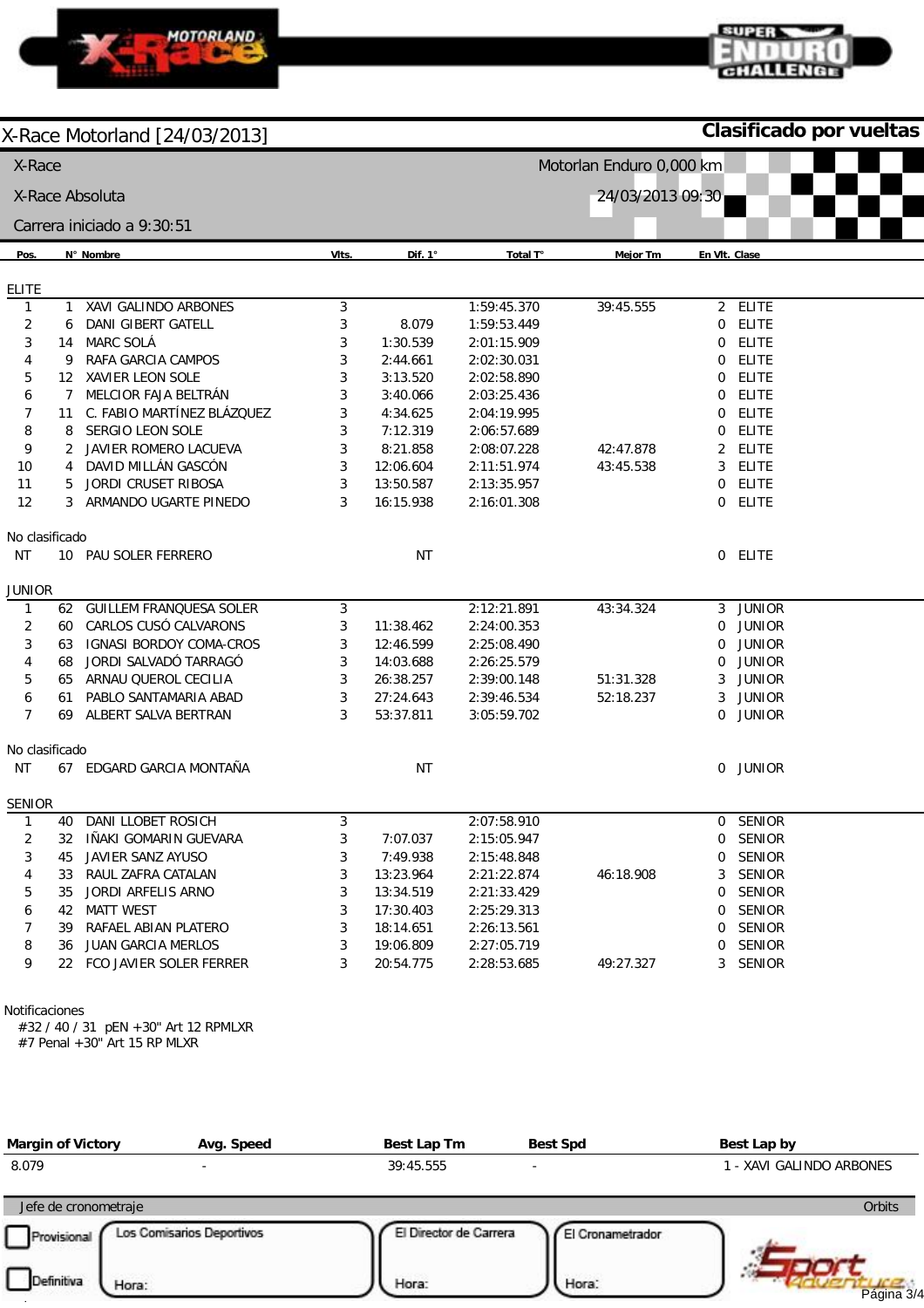# X-Race Motorland [24/03/2013]

**Clasificado por vueltas**

X-Race — Motorlan Enduro 0,000 km

X-Race Absoluta — 24/03/2013 09:30

Carrera iniciado a 9:30:51

| Pos. | N° | Nombre | Vlts. | Dif. 1° | Total T° | Mejor Tm | En Vlt. | Clase |
|---|---|---|---|---|---|---|---|---|
| **ELITE** | | | | | | | | |
| 1 | 1 | XAVI GALINDO ARBONES | 3 | | 1:59:45.370 | 39:45.555 | 2 | ELITE |
| 2 | 6 | DANI GIBERT GATELL | 3 | 8.079 | 1:59:53.449 | | 0 | ELITE |
| 3 | 14 | MARC SOLÁ | 3 | 1:30.539 | 2:01:15.909 | | 0 | ELITE |
| 4 | 9 | RAFA GARCIA CAMPOS | 3 | 2:44.661 | 2:02:30.031 | | 0 | ELITE |
| 5 | 12 | XAVIER LEON SOLE | 3 | 3:13.520 | 2:02:58.890 | | 0 | ELITE |
| 6 | 7 | MELCIOR FAJA BELTRÁN | 3 | 3:40.066 | 2:03:25.436 | | 0 | ELITE |
| 7 | 11 | C. FABIO MARTÍNEZ BLÁZQUEZ | 3 | 4:34.625 | 2:04:19.995 | | 0 | ELITE |
| 8 | 8 | SERGIO LEON SOLE | 3 | 7:12.319 | 2:06:57.689 | | 0 | ELITE |
| 9 | 2 | JAVIER ROMERO LACUEVA | 3 | 8:21.858 | 2:08:07.228 | 42:47.878 | 2 | ELITE |
| 10 | 4 | DAVID MILLÁN GASCÓN | 3 | 12:06.604 | 2:11:51.974 | 43:45.538 | 3 | ELITE |
| 11 | 5 | JORDI CRUSET RIBOSA | 3 | 13:50.587 | 2:13:35.957 | | 0 | ELITE |
| 12 | 3 | ARMANDO UGARTE PINEDO | 3 | 16:15.938 | 2:16:01.308 | | 0 | ELITE |
| No clasificado | | | | | | | | |
| NT | 10 | PAU SOLER FERRERO | | NT | | | 0 | ELITE |
| **JUNIOR** | | | | | | | | |
| 1 | 62 | GUILLEM FRANQUESA SOLER | 3 | | 2:12:21.891 | 43:34.324 | 3 | JUNIOR |
| 2 | 60 | CARLOS CUSÓ CALVARONS | 3 | 11:38.462 | 2:24:00.353 | | 0 | JUNIOR |
| 3 | 63 | IGNASI BORDOY COMA-CROS | 3 | 12:46.599 | 2:25:08.490 | | 0 | JUNIOR |
| 4 | 68 | JORDI SALVADÓ TARRAGÓ | 3 | 14:03.688 | 2:26:25.579 | | 0 | JUNIOR |
| 5 | 65 | ARNAU QUEROL CECILIA | 3 | 26:38.257 | 2:39:00.148 | 51:31.328 | 3 | JUNIOR |
| 6 | 61 | PABLO SANTAMARIA ABAD | 3 | 27:24.643 | 2:39:46.534 | 52:18.237 | 3 | JUNIOR |
| 7 | 69 | ALBERT SALVA BERTRAN | 3 | 53:37.811 | 3:05:59.702 | | 0 | JUNIOR |
| No clasificado | | | | | | | | |
| NT | 67 | EDGARD GARCIA MONTAÑA | | NT | | | 0 | JUNIOR |
| **SENIOR** | | | | | | | | |
| 1 | 40 | DANI LLOBET ROSICH | 3 | | 2:07:58.910 | | 0 | SENIOR |
| 2 | 32 | IÑAKI GOMARIN GUEVARA | 3 | 7:07.037 | 2:15:05.947 | | 0 | SENIOR |
| 3 | 45 | JAVIER SANZ AYUSO | 3 | 7:49.938 | 2:15:48.848 | | 0 | SENIOR |
| 4 | 33 | RAUL ZAFRA CATALAN | 3 | 13:23.964 | 2:21:22.874 | 46:18.908 | 3 | SENIOR |
| 5 | 35 | JORDI ARFELIS ARNO | 3 | 13:34.519 | 2:21:33.429 | | 0 | SENIOR |
| 6 | 42 | MATT WEST | 3 | 17:30.403 | 2:25:29.313 | | 0 | SENIOR |
| 7 | 39 | RAFAEL ABIAN PLATERO | 3 | 18:14.651 | 2:26:13.561 | | 0 | SENIOR |
| 8 | 36 | JUAN GARCIA MERLOS | 3 | 19:06.809 | 2:27:05.719 | | 0 | SENIOR |
| 9 | 22 | FCO JAVIER SOLER FERRER | 3 | 20:54.775 | 2:28:53.685 | 49:27.327 | 3 | SENIOR |

Notificaciones
#32 / 40 / 31 pEN +30" Art 12 RPMLXR
#7 Penal +30" Art 15 RP MLXR

| Margin of Victory | Avg. Speed | Best Lap Tm | Best Spd | Best Lap by |
|---|---|---|---|---|
| 8.079 | - | 39:45.555 | - | 1 - XAVI GALINDO ARBONES |

Jefe de cronometraje — Orbits

Provisional | Definitiva | Los Comisarios Deportivos Hora: | El Director de Carrera Hora: | El Cronometrador Hora: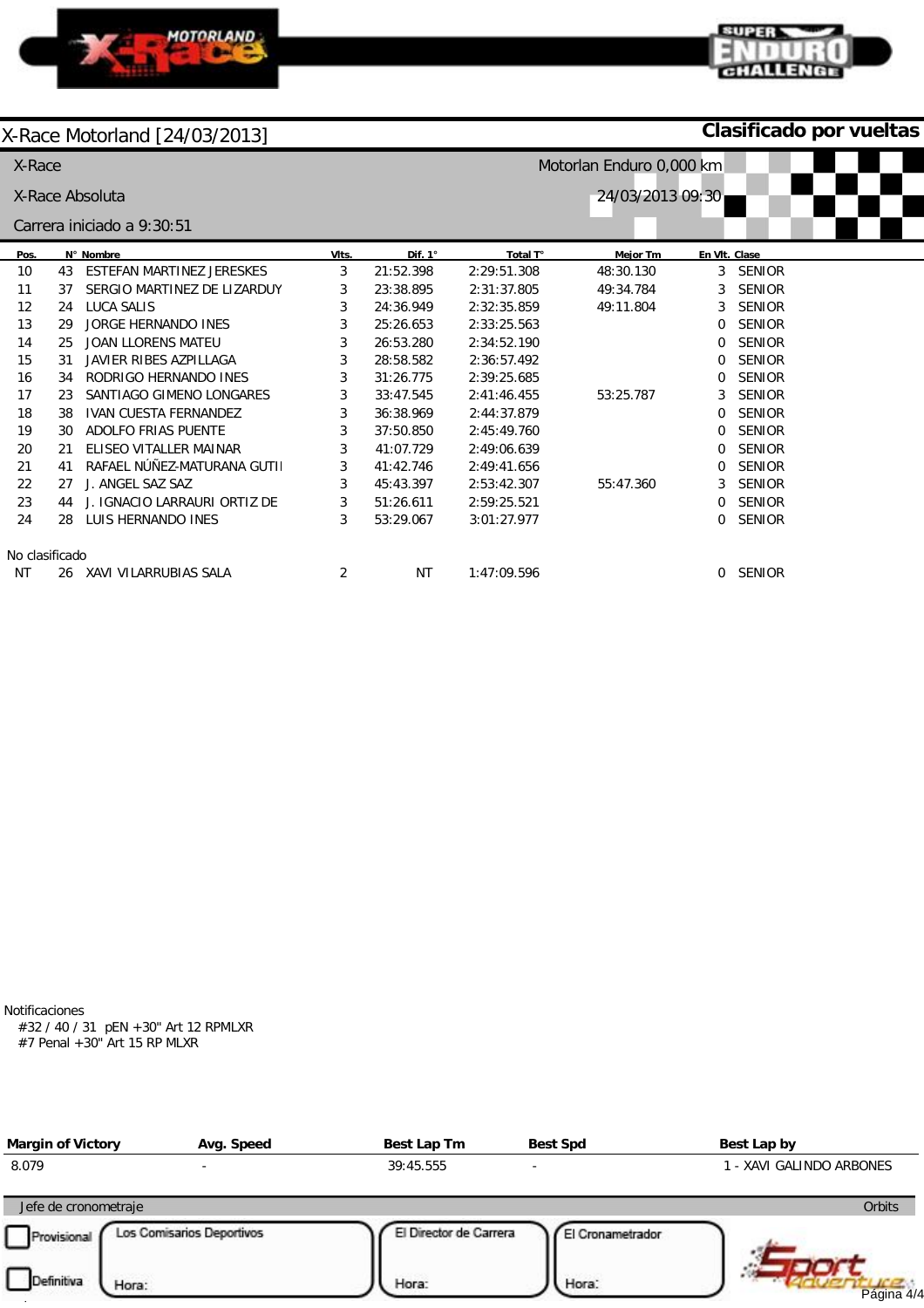X-Race Motorland [24/03/2013] **Clasificado por vueltas**

X-Race | Motorlan Enduro 0,000 km

X-Race Absoluta | 24/03/2013 09:30

Carrera iniciado a 9:30:51

| Pos. | N° | Nombre | Vlts. | Dif. 1° | Total T° | Mejor Tm | En Vlt. | Clase |
|---|---|---|---|---|---|---|---|---|
| 10 | 43 | ESTEFAN MARTINEZ JERESKES | 3 | 21:52.398 | 2:29:51.308 | 48:30.130 | 3 | SENIOR |
| 11 | 37 | SERGIO MARTINEZ DE LIZARDUY | 3 | 23:38.895 | 2:31:37.805 | 49:34.784 | 3 | SENIOR |
| 12 | 24 | LUCA SALIS | 3 | 24:36.949 | 2:32:35.859 | 49:11.804 | 3 | SENIOR |
| 13 | 29 | JORGE HERNANDO INES | 3 | 25:26.653 | 2:33:25.563 | | 0 | SENIOR |
| 14 | 25 | JOAN LLORENS MATEU | 3 | 26:53.280 | 2:34:52.190 | | 0 | SENIOR |
| 15 | 31 | JAVIER RIBES AZPILLAGA | 3 | 28:58.582 | 2:36:57.492 | | 0 | SENIOR |
| 16 | 34 | RODRIGO HERNANDO INES | 3 | 31:26.775 | 2:39:25.685 | | 0 | SENIOR |
| 17 | 23 | SANTIAGO GIMENO LONGARES | 3 | 33:47.545 | 2:41:46.455 | 53:25.787 | 3 | SENIOR |
| 18 | 38 | IVAN CUESTA FERNANDEZ | 3 | 36:38.969 | 2:44:37.879 | | 0 | SENIOR |
| 19 | 30 | ADOLFO FRIAS PUENTE | 3 | 37:50.850 | 2:45:49.760 | | 0 | SENIOR |
| 20 | 21 | ELISEO VITALLER MAINAR | 3 | 41:07.729 | 2:49:06.639 | | 0 | SENIOR |
| 21 | 41 | RAFAEL NÚÑEZ-MATURANA GUTII | 3 | 41:42.746 | 2:49:41.656 | | 0 | SENIOR |
| 22 | 27 | J. ANGEL SAZ SAZ | 3 | 45:43.397 | 2:53:42.307 | 55:47.360 | 3 | SENIOR |
| 23 | 44 | J. IGNACIO LARRAURI ORTIZ DE | 3 | 51:26.611 | 2:59:25.521 | | 0 | SENIOR |
| 24 | 28 | LUIS HERNANDO INES | 3 | 53:29.067 | 3:01:27.977 | | 0 | SENIOR |
| **No clasificado** | | | | | | | | |
| NT | 26 | XAVI VILARRUBIAS SALA | 2 | NT | 1:47:09.596 | | 0 | SENIOR |

Notificaciones

#32 / 40 / 31 pEN +30" Art 12 RPMLXR

#7 Penal +30" Art 15 RP MLXR

| Margin of Victory | Avg. Speed | Best Lap Tm | Best Spd | Best Lap by |
|---|---|---|---|---|
| 8.079 | - | 39:45.555 | - | 1 - XAVI GALINDO ARBONES |

Jefe de cronometraje — Orbits

Provisional — Los Comisarios Deportivos — El Director de Carrera — El Cronometrador

Definitiva — Hora: — Hora: — Hora: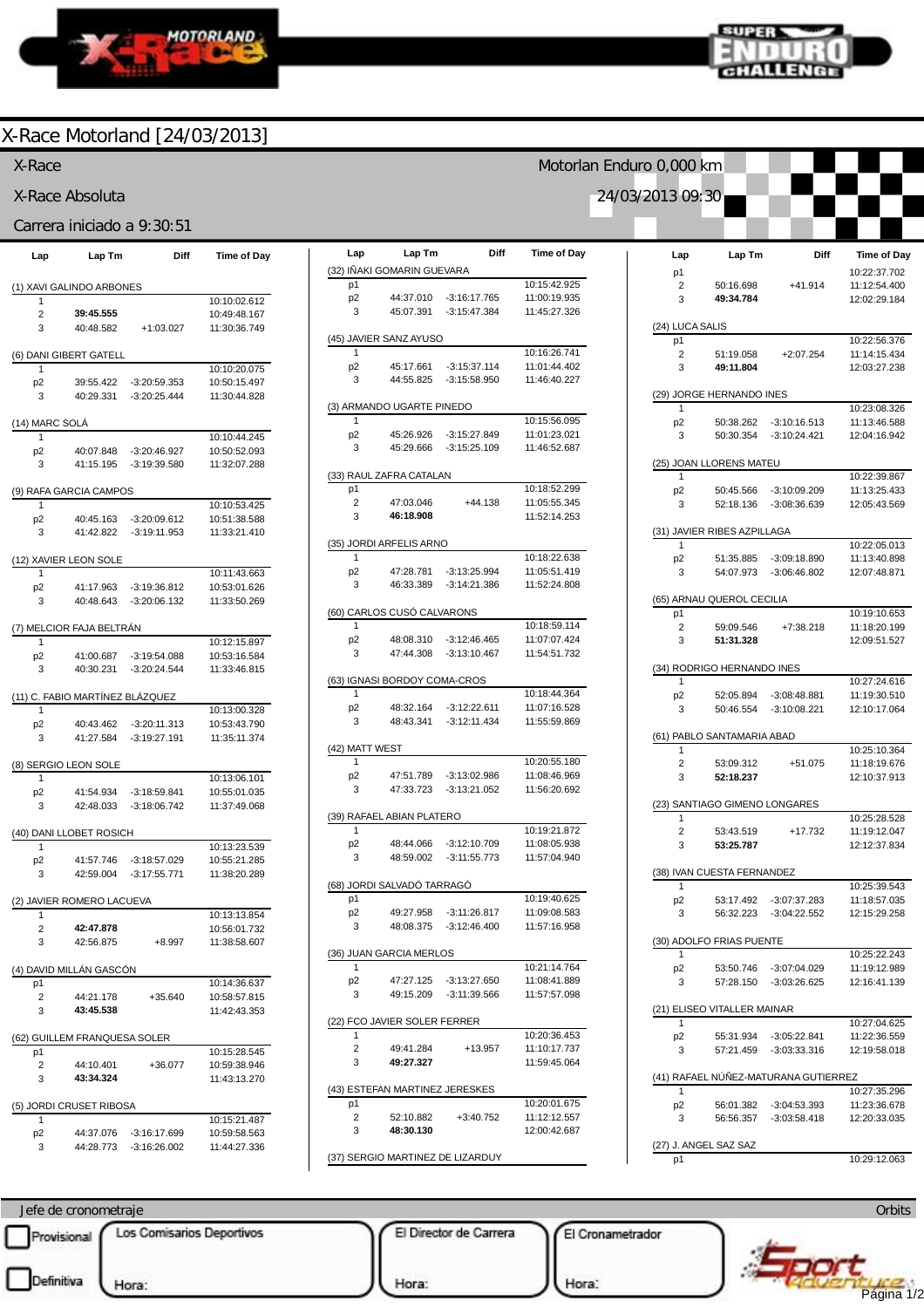# X-Race Motorland [24/03/2013]

X-Race — Motorlan Enduro 0,000 km

X-Race Absoluta — 24/03/2013 09:30

Carrera iniciado a 9:30:51

| Lap | Lap Tm | Diff | Time of Day |
|---|---|---|---|
| **(1) XAVI GALINDO ARBONES** | | | |
| 1 | | | 10:10:02.612 |
| 2 | **39:45.555** | | 10:49:48.167 |
| 3 | 40:48.582 | +1:03.027 | 11:30:36.749 |
| **(6) DANI GIBERT GATELL** | | | |
| 1 | | | 10:10:20.075 |
| p2 | 39:55.422 | -3:20:59.353 | 10:50:15.497 |
| 3 | 40:29.331 | -3:20:25.444 | 11:30:44.828 |
| **(14) MARC SOLÁ** | | | |
| 1 | | | 10:10:44.245 |
| p2 | 40:07.848 | -3:20:46.927 | 10:50:52.093 |
| 3 | 41:15.195 | -3:19:39.580 | 11:32:07.288 |
| **(9) RAFA GARCIA CAMPOS** | | | |
| 1 | | | 10:10:53.425 |
| p2 | 40:45.163 | -3:20:09.612 | 10:51:38.588 |
| 3 | 41:42.822 | -3:19:11.953 | 11:33:21.410 |
| **(12) XAVIER LEON SOLE** | | | |
| 1 | | | 10:11:43.663 |
| p2 | 41:17.963 | -3:19:36.812 | 10:53:01.626 |
| 3 | 40:48.643 | -3:20:06.132 | 11:33:50.269 |
| **(7) MELCIOR FAJA BELTRÁN** | | | |
| 1 | | | 10:12:15.897 |
| p2 | 41:00.687 | -3:19:54.088 | 10:53:16.584 |
| 3 | 40:30.231 | -3:20:24.544 | 11:33:46.815 |
| **(11) C. FABIO MARTÍNEZ BLÁZQUEZ** | | | |
| 1 | | | 10:13:00.328 |
| p2 | 40:43.462 | -3:20:11.313 | 10:53:43.790 |
| 3 | 41:27.584 | -3:19:27.191 | 11:35:11.374 |
| **(8) SERGIO LEON SOLE** | | | |
| 1 | | | 10:13:06.101 |
| p2 | 41:54.934 | -3:18:59.841 | 10:55:01.035 |
| 3 | 42:48.033 | -3:18:06.742 | 11:37:49.068 |
| **(40) DANI LLOBET ROSICH** | | | |
| 1 | | | 10:13:23.539 |
| p2 | 41:57.746 | -3:18:57.029 | 10:55:21.285 |
| 3 | 42:59.004 | -3:17:55.771 | 11:38:20.289 |
| **(2) JAVIER ROMERO LACUEVA** | | | |
| 1 | | | 10:13:13.854 |
| 2 | **42:47.878** | | 10:56:01.732 |
| 3 | 42:56.875 | +8.997 | 11:38:58.607 |
| **(4) DAVID MILLÁN GASCÓN** | | | |
| p1 | | | 10:14:36.637 |
| 2 | 44:21.178 | +35.640 | 10:58:57.815 |
| 3 | **43:45.538** | | 11:42:43.353 |
| **(62) GUILLEM FRANQUESA SOLER** | | | |
| p1 | | | 10:15:28.545 |
| 2 | 44:10.401 | +36.077 | 10:59:38.946 |
| 3 | **43:34.324** | | 11:43:13.270 |
| **(5) JORDI CRUSET RIBOSA** | | | |
| 1 | | | 10:15:21.487 |
| p2 | 44:37.076 | -3:16:17.699 | 10:59:58.563 |
| 3 | 44:28.773 | -3:16:26.002 | 11:44:27.336 |
| **(32) IÑAKI GOMARIN GUEVARA** | | | |
| p1 | | | 10:15:42.925 |
| p2 | 44:37.010 | -3:16:17.765 | 11:00:19.935 |
| 3 | 45:07.391 | -3:15:47.384 | 11:45:27.326 |
| **(45) JAVIER SANZ AYUSO** | | | |
| 1 | | | 10:16:26.741 |
| p2 | 45:17.661 | -3:15:37.114 | 11:01:44.402 |
| 3 | 44:55.825 | -3:15:58.950 | 11:46:40.227 |
| **(3) ARMANDO UGARTE PINEDO** | | | |
| 1 | | | 10:15:56.095 |
| p2 | 45:26.926 | -3:15:27.849 | 11:01:23.021 |
| 3 | 45:29.666 | -3:15:25.109 | 11:46:52.687 |
| **(33) RAUL ZAFRA CATALAN** | | | |
| p1 | | | 10:18:52.299 |
| 2 | 47:03.046 | +44.138 | 11:05:55.345 |
| 3 | **46:18.908** | | 11:52:14.253 |
| **(35) JORDI ARFELIS ARNO** | | | |
| 1 | | | 10:18:22.638 |
| p2 | 47:28.781 | -3:13:25.994 | 11:05:51.419 |
| 3 | 46:33.389 | -3:14:21.386 | 11:52:24.808 |
| **(60) CARLOS CUSÓ CALVARONS** | | | |
| 1 | | | 10:18:59.114 |
| p2 | 48:08.310 | -3:12:46.465 | 11:07:07.424 |
| 3 | 47:44.308 | -3:13:10.467 | 11:54:51.732 |
| **(63) IGNASI BORDOY COMA-CROS** | | | |
| 1 | | | 10:18:44.364 |
| p2 | 48:32.164 | -3:12:22.611 | 11:07:16.528 |
| 3 | 48:43.341 | -3:12:11.434 | 11:55:59.869 |
| **(42) MATT WEST** | | | |
| 1 | | | 10:20:55.180 |
| p2 | 47:51.789 | -3:13:02.986 | 11:08:46.969 |
| 3 | 47:33.723 | -3:13:21.052 | 11:56:20.692 |
| **(39) RAFAEL ABIAN PLATERO** | | | |
| 1 | | | 10:19:21.872 |
| p2 | 48:44.066 | -3:12:10.709 | 11:08:05.938 |
| 3 | 48:59.002 | -3:11:55.773 | 11:57:04.940 |
| **(68) JORDI SALVADÓ TARRAGÓ** | | | |
| p1 | | | 10:19:40.625 |
| p2 | 49:27.958 | -3:11:26.817 | 11:09:08.583 |
| 3 | 48:08.375 | -3:12:46.400 | 11:57:16.958 |
| **(36) JUAN GARCIA MERLOS** | | | |
| 1 | | | 10:21:14.764 |
| p2 | 47:27.125 | -3:13:27.650 | 11:08:41.889 |
| 3 | 49:15.209 | -3:11:39.566 | 11:57:57.098 |
| **(22) FCO JAVIER SOLER FERRER** | | | |
| 1 | | | 10:20:36.453 |
| 2 | 49:41.284 | +13.957 | 11:10:17.737 |
| 3 | **49:27.327** | | 11:59:45.064 |
| **(43) ESTEFAN MARTINEZ JERESKES** | | | |
| p1 | | | 10:20:01.675 |
| 2 | 52:10.882 | +3:40.752 | 11:12:12.557 |
| 3 | **48:30.130** | | 12:00:42.687 |
| **(37) SERGIO MARTINEZ DE LIZARDUY** | | | |
| p1 | | | 10:22:37.702 |
| 2 | 50:16.698 | +41.914 | 11:12:54.400 |
| 3 | **49:34.784** | | 12:02:29.184 |
| **(24) LUCA SALIS** | | | |
| p1 | | | 10:22:56.376 |
| 2 | 51:19.058 | +2:07.254 | 11:14:15.434 |
| 3 | **49:11.804** | | 12:03:27.238 |
| **(29) JORGE HERNANDO INES** | | | |
| 1 | | | 10:23:08.326 |
| p2 | 50:38.262 | -3:10:16.513 | 11:13:46.588 |
| 3 | 50:30.354 | -3:10:24.421 | 12:04:16.942 |
| **(25) JOAN LLORENS MATEU** | | | |
| 1 | | | 10:22:39.867 |
| p2 | 50:45.566 | -3:10:09.209 | 11:13:25.433 |
| 3 | 52:18.136 | -3:08:36.639 | 12:05:43.569 |
| **(31) JAVIER RIBES AZPILLAGA** | | | |
| 1 | | | 10:22:05.013 |
| p2 | 51:35.885 | -3:09:18.890 | 11:13:40.898 |
| 3 | 54:07.973 | -3:06:46.802 | 12:07:48.871 |
| **(65) ARNAU QUEROL CECILIA** | | | |
| p1 | | | 10:19:10.653 |
| 2 | 59:09.546 | +7:38.218 | 11:18:20.199 |
| 3 | **51:31.328** | | 12:09:51.527 |
| **(34) RODRIGO HERNANDO INES** | | | |
| 1 | | | 10:27:24.616 |
| p2 | 52:05.894 | -3:08:48.881 | 11:19:30.510 |
| 3 | 50:46.554 | -3:10:08.221 | 12:10:17.064 |
| **(61) PABLO SANTAMARIA ABAD** | | | |
| 1 | | | 10:25:10.364 |
| 2 | 53:09.312 | +51.075 | 11:18:19.676 |
| 3 | **52:18.237** | | 12:10:37.913 |
| **(23) SANTIAGO GIMENO LONGARES** | | | |
| 1 | | | 10:25:28.528 |
| 2 | 53:43.519 | +17.732 | 11:19:12.047 |
| 3 | **53:25.787** | | 12:12:37.834 |
| **(38) IVAN CUESTA FERNANDEZ** | | | |
| 1 | | | 10:25:39.543 |
| p2 | 53:17.492 | -3:07:37.283 | 11:18:57.035 |
| 3 | 56:32.223 | -3:04:22.552 | 12:15:29.258 |
| **(30) ADOLFO FRIAS PUENTE** | | | |
| 1 | | | 10:25:22.243 |
| p2 | 53:50.746 | -3:07:04.029 | 11:19:12.989 |
| 3 | 57:28.150 | -3:03:26.625 | 12:16:41.139 |
| **(21) ELISEO VITALLER MAINAR** | | | |
| 1 | | | 10:27:04.625 |
| p2 | 55:31.934 | -3:05:22.841 | 11:22:36.559 |
| 3 | 57:21.459 | -3:03:33.316 | 12:19:58.018 |
| **(41) RAFAEL NÚÑEZ-MATURANA GUTIERREZ** | | | |
| 1 | | | 10:27:35.296 |
| p2 | 56:01.382 | -3:04:53.393 | 11:23:36.678 |
| 3 | 56:56.357 | -3:03:58.418 | 12:20:33.035 |
| **(27) J. ANGEL SAZ SAZ** | | | |
| p1 | | | 10:29:12.063 |

Jefe de cronometraje — Orbits

☐ Provisional | Los Comisarios Deportivos — Hora: | El Director de Carrera — Hora: | El Cronometrador — Hora:

☐ Definitiva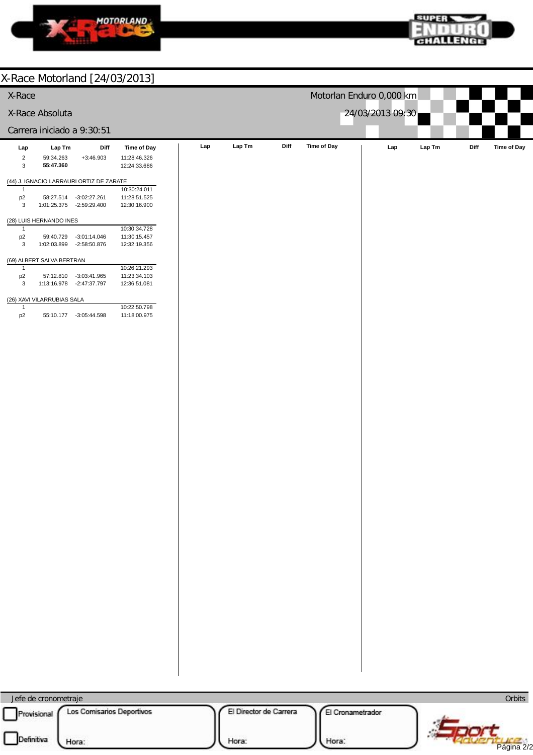# X-Race Motorland [24/03/2013]

X-Race | Motorlan Enduro 0,000 km

X-Race Absoluta | 24/03/2013 09:30

Carrera iniciado a 9:30:51

| Lap | Lap Tm | Diff | Time of Day |
|---|---|---|---|
| 2 | 59:34.263 | +3:46.903 | 11:28:46.326 |
| 3 | **55:47.360** | | 12:24:33.686 |

(44) J. IGNACIO LARRAURI ORTIZ DE ZARATE

| Lap | Lap Tm | Diff | Time of Day |
|---|---|---|---|
| 1 | | | 10:30:24.011 |
| p2 | 58:27.514 | -3:02:27.261 | 11:28:51.525 |
| 3 | 1:01:25.375 | -2:59:29.400 | 12:30:16.900 |

(28) LUIS HERNANDO INES

| Lap | Lap Tm | Diff | Time of Day |
|---|---|---|---|
| 1 | | | 10:30:34.728 |
| p2 | 59:40.729 | -3:01:14.046 | 11:30:15.457 |
| 3 | 1:02:03.899 | -2:58:50.876 | 12:32:19.356 |

(69) ALBERT SALVA BERTRAN

| Lap | Lap Tm | Diff | Time of Day |
|---|---|---|---|
| 1 | | | 10:26:21.293 |
| p2 | 57:12.810 | -3:03:41.965 | 11:23:34.103 |
| 3 | 1:13:16.978 | -2:47:37.797 | 12:36:51.081 |

(26) XAVI VILARRUBIAS SALA

| Lap | Lap Tm | Diff | Time of Day |
|---|---|---|---|
| 1 | | | 10:22:50.798 |
| p2 | 55:10.177 | -3:05:44.598 | 11:18:00.975 |

Jefe de cronometraje | Orbits

Provisional | Definitiva

Los Comisarios Deportivos — Hora:

El Director de Carrera — Hora:

El Cronametrador — Hora: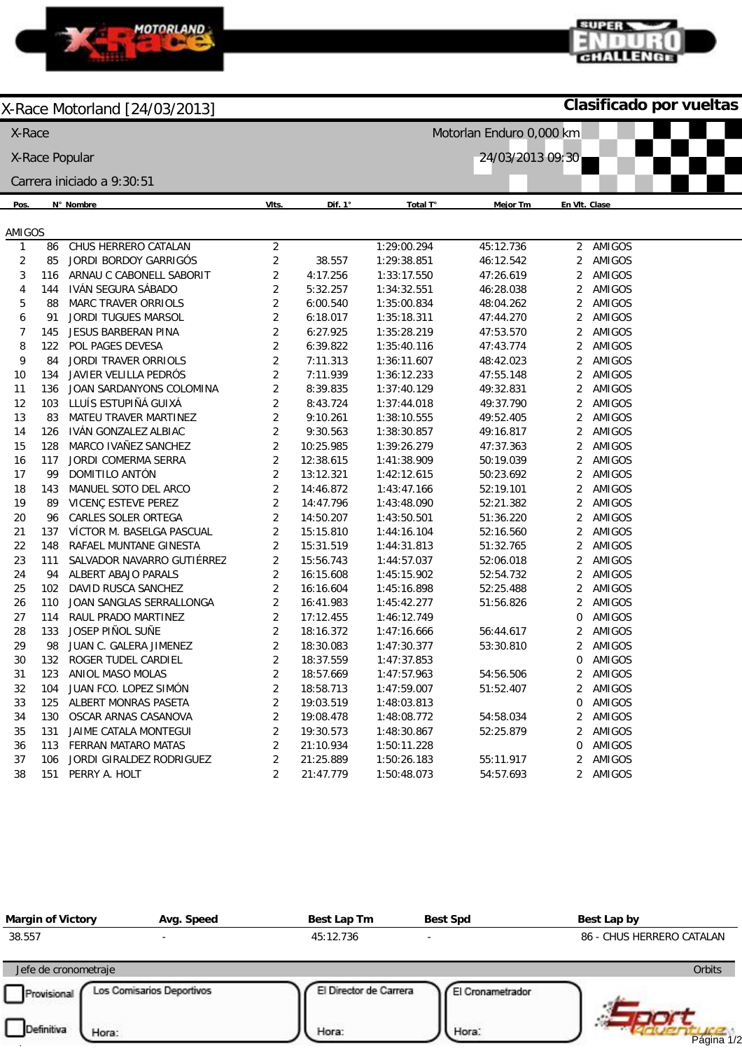# X-Race Motorland [24/03/2013]

**Clasificado por vueltas**

X-Race — Motorlan Enduro 0,000 km

X-Race Popular — 24/03/2013 09:30

Carrera iniciado a 9:30:51

| Pos. | N° | Nombre | Vlts. | Dif. 1° | Total T° | Mejor Tm | En Vlt. | Clase |
|---|---|---|---|---|---|---|---|---|
| **AMIGOS** | | | | | | | | |
| 1 | 86 | CHUS HERRERO CATALAN | 2 | | 1:29:00.294 | 45:12.736 | 2 | AMIGOS |
| 2 | 85 | JORDI BORDOY GARRIGÓS | 2 | 38.557 | 1:29:38.851 | 46:12.542 | 2 | AMIGOS |
| 3 | 116 | ARNAU C CABONELL SABORIT | 2 | 4:17.256 | 1:33:17.550 | 47:26.619 | 2 | AMIGOS |
| 4 | 144 | IVÁN SEGURA SÁBADO | 2 | 5:32.257 | 1:34:32.551 | 46:28.038 | 2 | AMIGOS |
| 5 | 88 | MARC TRAVER ORRIOLS | 2 | 6:00.540 | 1:35:00.834 | 48:04.262 | 2 | AMIGOS |
| 6 | 91 | JORDI TUGUES MARSOL | 2 | 6:18.017 | 1:35:18.311 | 47:44.270 | 2 | AMIGOS |
| 7 | 145 | JESUS BARBERAN PINA | 2 | 6:27.925 | 1:35:28.219 | 47:53.570 | 2 | AMIGOS |
| 8 | 122 | POL PAGES DEVESA | 2 | 6:39.822 | 1:35:40.116 | 47:43.774 | 2 | AMIGOS |
| 9 | 84 | JORDI TRAVER ORRIOLS | 2 | 7:11.313 | 1:36:11.607 | 48:42.023 | 2 | AMIGOS |
| 10 | 134 | JAVIER VELILLA PEDRÓS | 2 | 7:11.939 | 1:36:12.233 | 47:55.148 | 2 | AMIGOS |
| 11 | 136 | JOAN SARDANYONS COLOMINA | 2 | 8:39.835 | 1:37:40.129 | 49:32.831 | 2 | AMIGOS |
| 12 | 103 | LLUÍS ESTUPIÑÁ GUIXÁ | 2 | 8:43.724 | 1:37:44.018 | 49:37.790 | 2 | AMIGOS |
| 13 | 83 | MATEU TRAVER MARTINEZ | 2 | 9:10.261 | 1:38:10.555 | 49:52.405 | 2 | AMIGOS |
| 14 | 126 | IVÁN GONZALEZ ALBIAC | 2 | 9:30.563 | 1:38:30.857 | 49:16.817 | 2 | AMIGOS |
| 15 | 128 | MARCO IVAÑEZ SANCHEZ | 2 | 10:25.985 | 1:39:26.279 | 47:37.363 | 2 | AMIGOS |
| 16 | 117 | JORDI COMERMA SERRA | 2 | 12:38.615 | 1:41:38.909 | 50:19.039 | 2 | AMIGOS |
| 17 | 99 | DOMITILO ANTÓN | 2 | 13:12.321 | 1:42:12.615 | 50:23.692 | 2 | AMIGOS |
| 18 | 143 | MANUEL SOTO DEL ARCO | 2 | 14:46.872 | 1:43:47.166 | 52:19.101 | 2 | AMIGOS |
| 19 | 89 | VICENÇ ESTEVE PEREZ | 2 | 14:47.796 | 1:43:48.090 | 52:21.382 | 2 | AMIGOS |
| 20 | 96 | CARLES SOLER ORTEGA | 2 | 14:50.207 | 1:43:50.501 | 51:36.220 | 2 | AMIGOS |
| 21 | 137 | VÍCTOR M. BASELGA PASCUAL | 2 | 15:15.810 | 1:44:16.104 | 52:16.560 | 2 | AMIGOS |
| 22 | 148 | RAFAEL MUNTANE GINESTA | 2 | 15:31.519 | 1:44:31.813 | 51:32.765 | 2 | AMIGOS |
| 23 | 111 | SALVADOR NAVARRO GUTIÉRREZ | 2 | 15:56.743 | 1:44:57.037 | 52:06.018 | 2 | AMIGOS |
| 24 | 94 | ALBERT ABAJO PARALS | 2 | 16:15.608 | 1:45:15.902 | 52:54.732 | 2 | AMIGOS |
| 25 | 102 | DAVID RUSCA SANCHEZ | 2 | 16:16.604 | 1:45:16.898 | 52:25.488 | 2 | AMIGOS |
| 26 | 110 | JOAN SANGLAS SERRALLONGA | 2 | 16:41.983 | 1:45:42.277 | 51:56.826 | 2 | AMIGOS |
| 27 | 114 | RAUL PRADO MARTINEZ | 2 | 17:12.455 | 1:46:12.749 | | 0 | AMIGOS |
| 28 | 133 | JOSEP PIÑOL SUÑE | 2 | 18:16.372 | 1:47:16.666 | 56:44.617 | 2 | AMIGOS |
| 29 | 98 | JUAN C. GALERA JIMENEZ | 2 | 18:30.083 | 1:47:30.377 | 53:30.810 | 2 | AMIGOS |
| 30 | 132 | ROGER TUDEL CARDIEL | 2 | 18:37.559 | 1:47:37.853 | | 0 | AMIGOS |
| 31 | 123 | ANIOL MASO MOLAS | 2 | 18:57.669 | 1:47:57.963 | 54:56.506 | 2 | AMIGOS |
| 32 | 104 | JUAN FCO. LOPEZ SIMÓN | 2 | 18:58.713 | 1:47:59.007 | 51:52.407 | 2 | AMIGOS |
| 33 | 125 | ALBERT MONRAS PASETA | 2 | 19:03.519 | 1:48:03.813 | | 0 | AMIGOS |
| 34 | 130 | OSCAR ARNAS CASANOVA | 2 | 19:08.478 | 1:48:08.772 | 54:58.034 | 2 | AMIGOS |
| 35 | 131 | JAIME CATALA MONTEGUI | 2 | 19:30.573 | 1:48:30.867 | 52:25.879 | 2 | AMIGOS |
| 36 | 113 | FERRAN MATARO MATAS | 2 | 21:10.934 | 1:50:11.228 | | 0 | AMIGOS |
| 37 | 106 | JORDI GIRALDEZ RODRIGUEZ | 2 | 21:25.889 | 1:50:26.183 | 55:11.917 | 2 | AMIGOS |
| 38 | 151 | PERRY A. HOLT | 2 | 21:47.779 | 1:50:48.073 | 54:57.693 | 2 | AMIGOS |

| Margin of Victory | Avg. Speed | Best Lap Tm | Best Spd | Best Lap by |
|---|---|---|---|---|
| 38.557 | - | 45:12.736 | - | 86 - CHUS HERRERO CATALAN |

Jefe de cronometraje — Orbits

☐ Provisional — Los Comisarios Deportivos — Hora:

☐ Definitiva — El Director de Carrera — Hora:

El Cronometrador — Hora: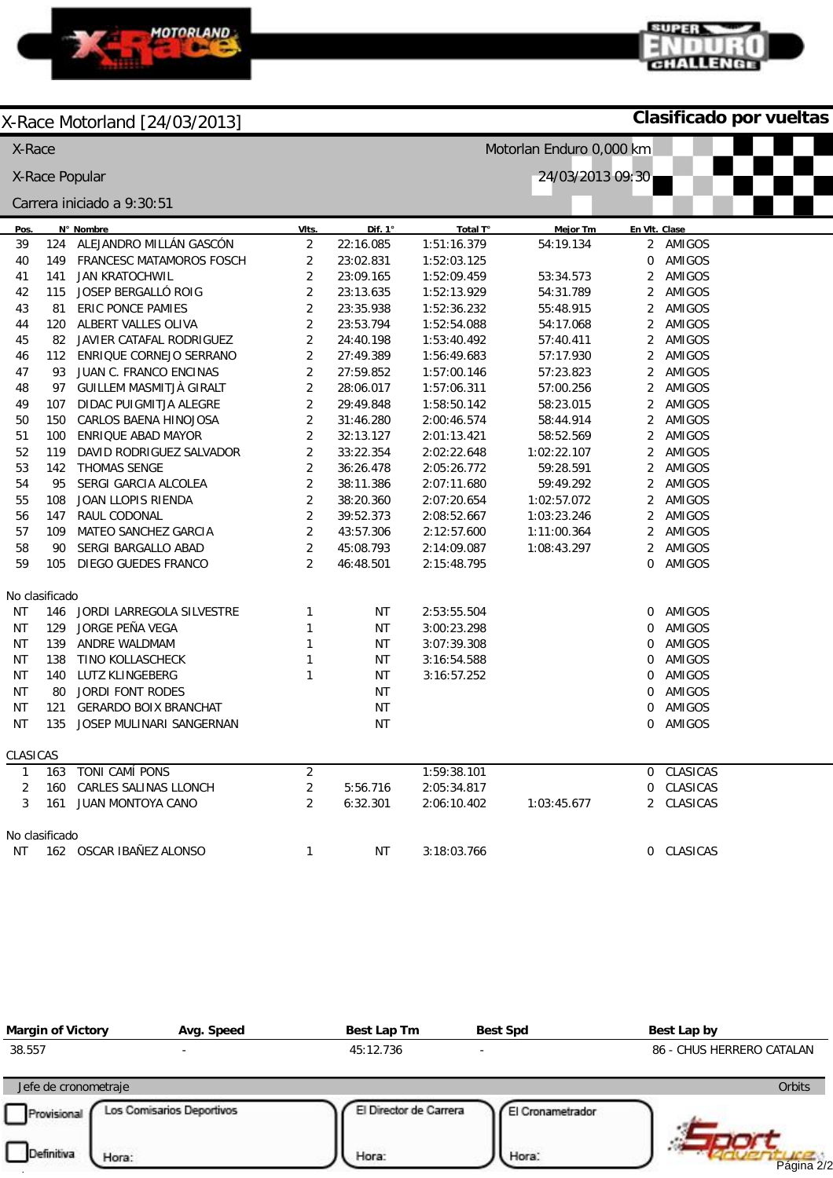# X-Race Motorland [24/03/2013]

**Clasificado por vueltas**

X-Race

X-Race Popular

Carrera iniciado a 9:30:51

Motorlan Enduro 0,000 km

24/03/2013 09:30

| Pos. | N° | Nombre | Vlts. | Dif. 1° | Total T° | Mejor Tm | En Vlt. | Clase |
|---|---|---|---|---|---|---|---|---|
| 39 | 124 | ALEJANDRO MILLÁN GASCÓN | 2 | 22:16.085 | 1:51:16.379 | 54:19.134 | 2 | AMIGOS |
| 40 | 149 | FRANCESC MATAMOROS FOSCH | 2 | 23:02.831 | 1:52:03.125 | | 0 | AMIGOS |
| 41 | 141 | JAN KRATOCHWIL | 2 | 23:09.165 | 1:52:09.459 | 53:34.573 | 2 | AMIGOS |
| 42 | 115 | JOSEP BERGALLÓ ROIG | 2 | 23:13.635 | 1:52:13.929 | 54:31.789 | 2 | AMIGOS |
| 43 | 81 | ERIC PONCE PAMIES | 2 | 23:35.938 | 1:52:36.232 | 55:48.915 | 2 | AMIGOS |
| 44 | 120 | ALBERT VALLES OLIVA | 2 | 23:53.794 | 1:52:54.088 | 54:17.068 | 2 | AMIGOS |
| 45 | 82 | JAVIER CATAFAL RODRIGUEZ | 2 | 24:40.198 | 1:53:40.492 | 57:40.411 | 2 | AMIGOS |
| 46 | 112 | ENRIQUE CORNEJO SERRANO | 2 | 27:49.389 | 1:56:49.683 | 57:17.930 | 2 | AMIGOS |
| 47 | 93 | JUAN C. FRANCO ENCINAS | 2 | 27:59.852 | 1:57:00.146 | 57:23.823 | 2 | AMIGOS |
| 48 | 97 | GUILLEM MASMITJÀ GIRALT | 2 | 28:06.017 | 1:57:06.311 | 57:00.256 | 2 | AMIGOS |
| 49 | 107 | DIDAC PUIGMITJA ALEGRE | 2 | 29:49.848 | 1:58:50.142 | 58:23.015 | 2 | AMIGOS |
| 50 | 150 | CARLOS BAENA HINOJOSA | 2 | 31:46.280 | 2:00:46.574 | 58:44.914 | 2 | AMIGOS |
| 51 | 100 | ENRIQUE ABAD MAYOR | 2 | 32:13.127 | 2:01:13.421 | 58:52.569 | 2 | AMIGOS |
| 52 | 119 | DAVID RODRIGUEZ SALVADOR | 2 | 33:22.354 | 2:02:22.648 | 1:02:22.107 | 2 | AMIGOS |
| 53 | 142 | THOMAS SENGE | 2 | 36:26.478 | 2:05:26.772 | 59:28.591 | 2 | AMIGOS |
| 54 | 95 | SERGI GARCIA ALCOLEA | 2 | 38:11.386 | 2:07:11.680 | 59:49.292 | 2 | AMIGOS |
| 55 | 108 | JOAN LLOPIS RIENDA | 2 | 38:20.360 | 2:07:20.654 | 1:02:57.072 | 2 | AMIGOS |
| 56 | 147 | RAUL CODONAL | 2 | 39:52.373 | 2:08:52.667 | 1:03:23.246 | 2 | AMIGOS |
| 57 | 109 | MATEO SANCHEZ GARCIA | 2 | 43:57.306 | 2:12:57.600 | 1:11:00.364 | 2 | AMIGOS |
| 58 | 90 | SERGI BARGALLO ABAD | 2 | 45:08.793 | 2:14:09.087 | 1:08:43.297 | 2 | AMIGOS |
| 59 | 105 | DIEGO GUEDES FRANCO | 2 | 46:48.501 | 2:15:48.795 | | 0 | AMIGOS |
| **No clasificado** | | | | | | | | |
| NT | 146 | JORDI LARREGOLA SILVESTRE | 1 | NT | 2:53:55.504 | | 0 | AMIGOS |
| NT | 129 | JORGE PEÑA VEGA | 1 | NT | 3:00:23.298 | | 0 | AMIGOS |
| NT | 139 | ANDRE WALDMAM | 1 | NT | 3:07:39.308 | | 0 | AMIGOS |
| NT | 138 | TINO KOLLASCHECK | 1 | NT | 3:16:54.588 | | 0 | AMIGOS |
| NT | 140 | LUTZ KLINGEBERG | 1 | NT | 3:16:57.252 | | 0 | AMIGOS |
| NT | 80 | JORDI FONT RODES | | NT | | | 0 | AMIGOS |
| NT | 121 | GERARDO BOIX BRANCHAT | | NT | | | 0 | AMIGOS |
| NT | 135 | JOSEP MULINARI SANGERNAN | | NT | | | 0 | AMIGOS |
| **CLASICAS** | | | | | | | | |
| 1 | 163 | TONI CAMÍ PONS | 2 | | 1:59:38.101 | | 0 | CLASICAS |
| 2 | 160 | CARLES SALINAS LLONCH | 2 | 5:56.716 | 2:05:34.817 | | 0 | CLASICAS |
| 3 | 161 | JUAN MONTOYA CANO | 2 | 6:32.301 | 2:06:10.402 | 1:03:45.677 | 2 | CLASICAS |
| **No clasificado** | | | | | | | | |
| NT | 162 | OSCAR IBAÑEZ ALONSO | 1 | NT | 3:18:03.766 | | 0 | CLASICAS |

| Margin of Victory | Avg. Speed | Best Lap Tm | Best Spd | Best Lap by |
|---|---|---|---|---|
| 38.557 | - | 45:12.736 | - | 86 - CHUS HERRERO CATALAN |

Jefe de cronometraje — Orbits

Provisional / Definitiva

Los Comisarios Deportivos — Hora:

El Director de Carrera — Hora:

El Cronometrador — Hora: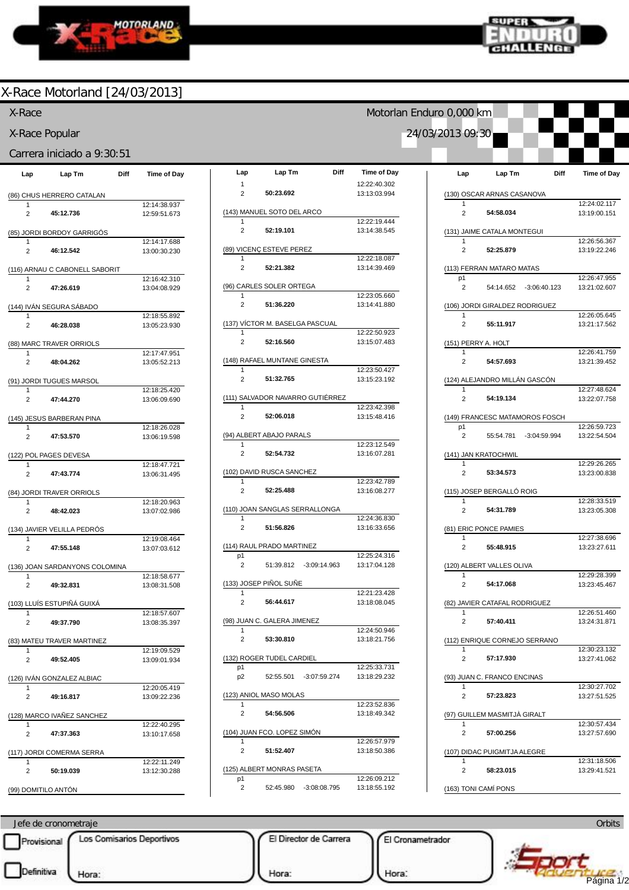# X-Race Motorland [24/03/2013]

X-Race — Motorlan Enduro 0,000 km

X-Race Popular — 24/03/2013 09:30

Carrera iniciado a 9:30:51

| Lap | Lap Tm | Diff | Time of Day |
|---|---|---|---|
| **(86) CHUS HERRERO CATALAN** | | | |
| 1 | | | 12:14:38.937 |
| 2 | **45:12.736** | | 12:59:51.673 |
| **(85) JORDI BORDOY GARRIGÓS** | | | |
| 1 | | | 12:14:17.688 |
| 2 | **46:12.542** | | 13:00:30.230 |
| **(116) ARNAU C CABONELL SABORIT** | | | |
| 1 | | | 12:16:42.310 |
| 2 | **47:26.619** | | 13:04:08.929 |
| **(144) IVÁN SEGURA SÁBADO** | | | |
| 1 | | | 12:18:55.892 |
| 2 | **46:28.038** | | 13:05:23.930 |
| **(88) MARC TRAVER ORRIOLS** | | | |
| 1 | | | 12:17:47.951 |
| 2 | **48:04.262** | | 13:05:52.213 |
| **(91) JORDI TUGUES MARSOL** | | | |
| 1 | | | 12:18:25.420 |
| 2 | **47:44.270** | | 13:06:09.690 |
| **(145) JESUS BARBERAN PINA** | | | |
| 1 | | | 12:18:26.028 |
| 2 | **47:53.570** | | 13:06:19.598 |
| **(122) POL PAGES DEVESA** | | | |
| 1 | | | 12:18:47.721 |
| 2 | **47:43.774** | | 13:06:31.495 |
| **(84) JORDI TRAVER ORRIOLS** | | | |
| 1 | | | 12:18:20.963 |
| 2 | **48:42.023** | | 13:07:02.986 |
| **(134) JAVIER VELILLA PEDRÓS** | | | |
| 1 | | | 12:19:08.464 |
| 2 | **47:55.148** | | 13:07:03.612 |
| **(136) JOAN SARDANYONS COLOMINA** | | | |
| 1 | | | 12:18:58.677 |
| 2 | **49:32.831** | | 13:08:31.508 |
| **(103) LLUÍS ESTUPIÑÁ GUIXÁ** | | | |
| 1 | | | 12:18:57.607 |
| 2 | **49:37.790** | | 13:08:35.397 |
| **(83) MATEU TRAVER MARTINEZ** | | | |
| 1 | | | 12:19:09.529 |
| 2 | **49:52.405** | | 13:09:01.934 |
| **(126) IVÁN GONZALEZ ALBIAC** | | | |
| 1 | | | 12:20:05.419 |
| 2 | **49:16.817** | | 13:09:22.236 |
| **(128) MARCO IVAÑEZ SANCHEZ** | | | |
| 1 | | | 12:22:40.295 |
| 2 | **47:37.363** | | 13:10:17.658 |
| **(117) JORDI COMERMA SERRA** | | | |
| 1 | | | 12:22:11.249 |
| 2 | **50:19.039** | | 13:12:30.288 |
| **(99) DOMITILO ANTÓN** | | | |
| 1 | | | 12:22:40.302 |
| 2 | **50:23.692** | | 13:13:03.994 |
| **(143) MANUEL SOTO DEL ARCO** | | | |
| 1 | | | 12:22:19.444 |
| 2 | **52:19.101** | | 13:14:38.545 |
| **(89) VICENÇ ESTEVE PEREZ** | | | |
| 1 | | | 12:22:18.087 |
| 2 | **52:21.382** | | 13:14:39.469 |
| **(96) CARLES SOLER ORTEGA** | | | |
| 1 | | | 12:23:05.660 |
| 2 | **51:36.220** | | 13:14:41.880 |
| **(137) VÍCTOR M. BASELGA PASCUAL** | | | |
| 1 | | | 12:22:50.923 |
| 2 | **52:16.560** | | 13:15:07.483 |
| **(148) RAFAEL MUNTANE GINESTA** | | | |
| 1 | | | 12:23:50.427 |
| 2 | **51:32.765** | | 13:15:23.192 |
| **(111) SALVADOR NAVARRO GUTIÉRREZ** | | | |
| 1 | | | 12:23:42.398 |
| 2 | **52:06.018** | | 13:15:48.416 |
| **(94) ALBERT ABAJO PARALS** | | | |
| 1 | | | 12:23:12.549 |
| 2 | **52:54.732** | | 13:16:07.281 |
| **(102) DAVID RUSCA SANCHEZ** | | | |
| 1 | | | 12:23:42.789 |
| 2 | **52:25.488** | | 13:16:08.277 |
| **(110) JOAN SANGLAS SERRALLONGA** | | | |
| 1 | | | 12:24:36.830 |
| 2 | **51:56.826** | | 13:16:33.656 |
| **(114) RAUL PRADO MARTINEZ** | | | |
| p1 | | | 12:25:24.316 |
| 2 | 51:39.812 | -3:09:14.963 | 13:17:04.128 |
| **(133) JOSEP PIÑOL SUÑE** | | | |
| 1 | | | 12:21:23.428 |
| 2 | **56:44.617** | | 13:18:08.045 |
| **(98) JUAN C. GALERA JIMENEZ** | | | |
| 1 | | | 12:24:50.946 |
| 2 | **53:30.810** | | 13:18:21.756 |
| **(132) ROGER TUDEL CARDIEL** | | | |
| p1 | | | 12:25:33.731 |
| p2 | 52:55.501 | -3:07:59.274 | 13:18:29.232 |
| **(123) ANIOL MASO MOLAS** | | | |
| 1 | | | 12:23:52.836 |
| 2 | **54:56.506** | | 13:18:49.342 |
| **(104) JUAN FCO. LOPEZ SIMÓN** | | | |
| 1 | | | 12:26:57.979 |
| 2 | **51:52.407** | | 13:18:50.386 |
| **(125) ALBERT MONRAS PASETA** | | | |
| p1 | | | 12:26:09.212 |
| 2 | 52:45.980 | -3:08:08.795 | 13:18:55.192 |
| **(130) OSCAR ARNAS CASANOVA** | | | |
| 1 | | | 12:24:02.117 |
| 2 | **54:58.034** | | 13:19:00.151 |
| **(131) JAIME CATALA MONTEGUI** | | | |
| 1 | | | 12:26:56.367 |
| 2 | **52:25.879** | | 13:19:22.246 |
| **(113) FERRAN MATARO MATAS** | | | |
| p1 | | | 12:26:47.955 |
| 2 | 54:14.652 | -3:06:40.123 | 13:21:02.607 |
| **(106) JORDI GIRALDEZ RODRIGUEZ** | | | |
| 1 | | | 12:26:05.645 |
| 2 | **55:11.917** | | 13:21:17.562 |
| **(151) PERRY A. HOLT** | | | |
| 1 | | | 12:26:41.759 |
| 2 | **54:57.693** | | 13:21:39.452 |
| **(124) ALEJANDRO MILLÁN GASCÓN** | | | |
| 1 | | | 12:27:48.624 |
| 2 | **54:19.134** | | 13:22:07.758 |
| **(149) FRANCESC MATAMOROS FOSCH** | | | |
| p1 | | | 12:26:59.723 |
| 2 | 55:54.781 | -3:04:59.994 | 13:22:54.504 |
| **(141) JAN KRATOCHWIL** | | | |
| 1 | | | 12:29:26.265 |
| 2 | **53:34.573** | | 13:23:00.838 |
| **(115) JOSEP BERGALLÓ ROIG** | | | |
| 1 | | | 12:28:33.519 |
| 2 | **54:31.789** | | 13:23:05.308 |
| **(81) ERIC PONCE PAMIES** | | | |
| 1 | | | 12:27:38.696 |
| 2 | **55:48.915** | | 13:23:27.611 |
| **(120) ALBERT VALLES OLIVA** | | | |
| 1 | | | 12:29:28.399 |
| 2 | **54:17.068** | | 13:23:45.467 |
| **(82) JAVIER CATAFAL RODRIGUEZ** | | | |
| 1 | | | 12:26:51.460 |
| 2 | **57:40.411** | | 13:24:31.871 |
| **(112) ENRIQUE CORNEJO SERRANO** | | | |
| 1 | | | 12:30:23.132 |
| 2 | **57:17.930** | | 13:27:41.062 |
| **(93) JUAN C. FRANCO ENCINAS** | | | |
| 1 | | | 12:30:27.702 |
| 2 | **57:23.823** | | 13:27:51.525 |
| **(97) GUILLEM MASMITJÀ GIRALT** | | | |
| 1 | | | 12:30:57.434 |
| 2 | **57:00.256** | | 13:27:57.690 |
| **(107) DIDAC PUIGMITJA ALEGRE** | | | |
| 1 | | | 12:31:18.506 |
| 2 | **58:23.015** | | 13:29:41.521 |
| **(163) TONI CAMÍ PONS** | | | |

Jefe de cronometraje — Orbits

Provisional | Definitiva

Los Comisarios Deportivos — Hora:

El Director de Carrera — Hora:

El Cronametrador — Hora: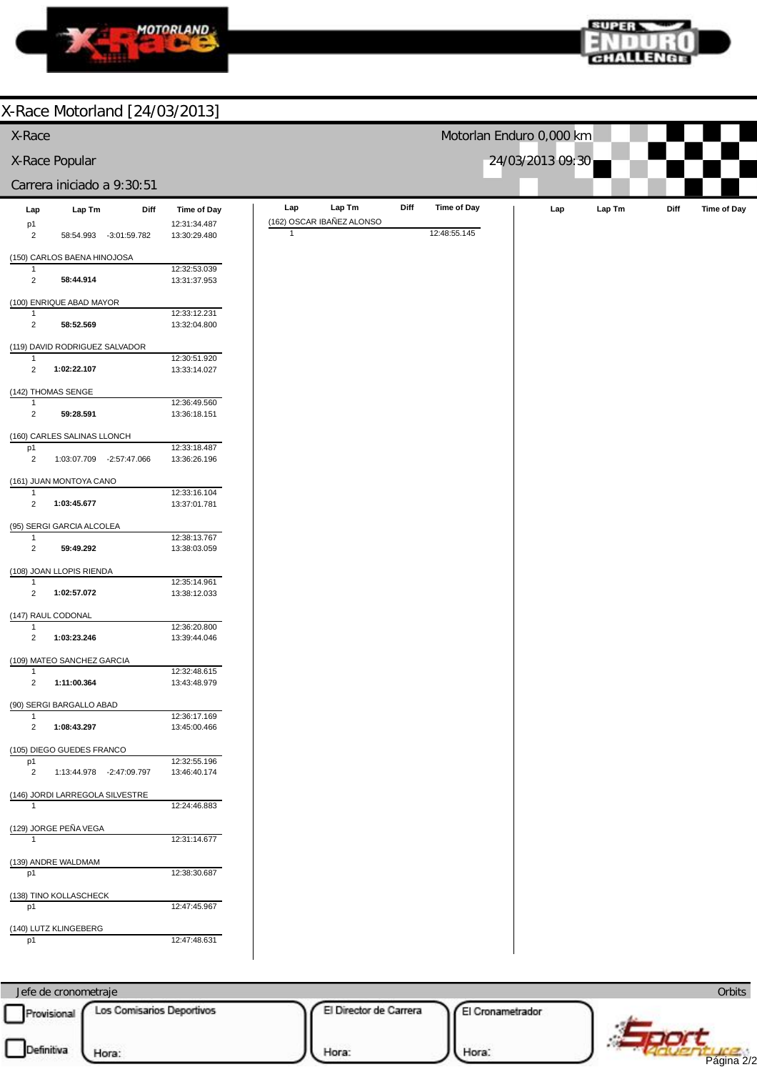# X-Race Motorland [24/03/2013]

X-Race — Motorlan Enduro 0,000 km

X-Race Popular — 24/03/2013 09:30

Carrera iniciado a 9:30:51

| Lap | Lap Tm | Diff | Time of Day |
|---|---|---|---|
| p1 | | | 12:31:34.487 |
| 2 | 58:54.993 | -3:01:59.782 | 13:30:29.480 |

(150) CARLOS BAENA HINOJOSA

| Lap | Lap Tm | Diff | Time of Day |
|---|---|---|---|
| 1 | | | 12:32:53.039 |
| 2 | **58:44.914** | | 13:31:37.953 |

(100) ENRIQUE ABAD MAYOR

| Lap | Lap Tm | Diff | Time of Day |
|---|---|---|---|
| 1 | | | 12:33:12.231 |
| 2 | **58:52.569** | | 13:32:04.800 |

(119) DAVID RODRIGUEZ SALVADOR

| Lap | Lap Tm | Diff | Time of Day |
|---|---|---|---|
| 1 | | | 12:30:51.920 |
| 2 | **1:02:22.107** | | 13:33:14.027 |

(142) THOMAS SENGE

| Lap | Lap Tm | Diff | Time of Day |
|---|---|---|---|
| 1 | | | 12:36:49.560 |
| 2 | **59:28.591** | | 13:36:18.151 |

(160) CARLES SALINAS LLONCH

| Lap | Lap Tm | Diff | Time of Day |
|---|---|---|---|
| p1 | | | 12:33:18.487 |
| 2 | 1:03:07.709 | -2:57:47.066 | 13:36:26.196 |

(161) JUAN MONTOYA CANO

| Lap | Lap Tm | Diff | Time of Day |
|---|---|---|---|
| 1 | | | 12:33:16.104 |
| 2 | **1:03:45.677** | | 13:37:01.781 |

(95) SERGI GARCIA ALCOLEA

| Lap | Lap Tm | Diff | Time of Day |
|---|---|---|---|
| 1 | | | 12:38:13.767 |
| 2 | **59:49.292** | | 13:38:03.059 |

(108) JOAN LLOPIS RIENDA

| Lap | Lap Tm | Diff | Time of Day |
|---|---|---|---|
| 1 | | | 12:35:14.961 |
| 2 | **1:02:57.072** | | 13:38:12.033 |

(147) RAUL CODONAL

| Lap | Lap Tm | Diff | Time of Day |
|---|---|---|---|
| 1 | | | 12:36:20.800 |
| 2 | **1:03:23.246** | | 13:39:44.046 |

(109) MATEO SANCHEZ GARCIA

| Lap | Lap Tm | Diff | Time of Day |
|---|---|---|---|
| 1 | | | 12:32:48.615 |
| 2 | **1:11:00.364** | | 13:43:48.979 |

(90) SERGI BARGALLO ABAD

| Lap | Lap Tm | Diff | Time of Day |
|---|---|---|---|
| 1 | | | 12:36:17.169 |
| 2 | **1:08:43.297** | | 13:45:00.466 |

(105) DIEGO GUEDES FRANCO

| Lap | Lap Tm | Diff | Time of Day |
|---|---|---|---|
| p1 | | | 12:32:55.196 |
| 2 | 1:13:44.978 | -2:47:09.797 | 13:46:40.174 |

(146) JORDI LARREGOLA SILVESTRE

| Lap | Lap Tm | Diff | Time of Day |
|---|---|---|---|
| 1 | | | 12:24:46.883 |

(129) JORGE PEÑA VEGA

| Lap | Lap Tm | Diff | Time of Day |
|---|---|---|---|
| 1 | | | 12:31:14.677 |

(139) ANDRE WALDMAM

| Lap | Lap Tm | Diff | Time of Day |
|---|---|---|---|
| p1 | | | 12:38:30.687 |

(138) TINO KOLLASCHECK

| Lap | Lap Tm | Diff | Time of Day |
|---|---|---|---|
| p1 | | | 12:47:45.967 |

(140) LUTZ KLINGEBERG

| Lap | Lap Tm | Diff | Time of Day |
|---|---|---|---|
| p1 | | | 12:47:48.631 |

(162) OSCAR IBAÑEZ ALONSO

| Lap | Lap Tm | Diff | Time of Day |
|---|---|---|---|
| 1 | | | 12:48:55.145 |

Jefe de cronometraje — Orbits

- [ ] Provisional
- [ ] Definitiva

| Los Comisarios Deportivos | El Director de Carrera | El Cronometrador |
|---|---|---|
| Hora: | Hora: | Hora: |